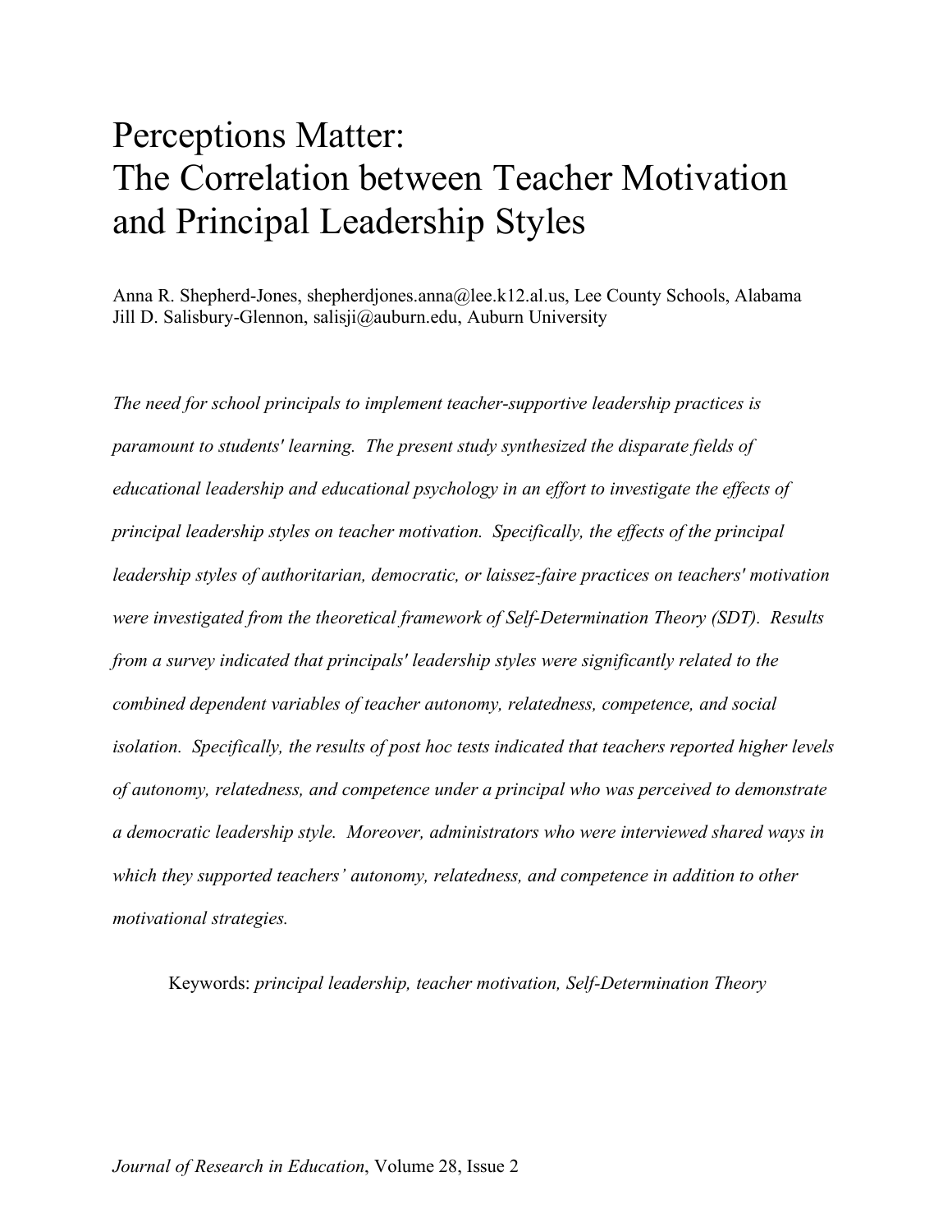# Perceptions Matter: The Correlation between Teacher Motivation and Principal Leadership Styles

Anna R. Shepherd-Jones, shepherdjones.anna@lee.k12.al.us, Lee County Schools, Alabama
Jill D. Salisbury-Glennon, salisji@auburn.edu, Auburn University

*The need for school principals to implement teacher-supportive leadership practices is paramount to students' learning. The present study synthesized the disparate fields of educational leadership and educational psychology in an effort to investigate the effects of principal leadership styles on teacher motivation. Specifically, the effects of the principal leadership styles of authoritarian, democratic, or laissez-faire practices on teachers' motivation were investigated from the theoretical framework of Self-Determination Theory (SDT). Results from a survey indicated that principals' leadership styles were significantly related to the combined dependent variables of teacher autonomy, relatedness, competence, and social isolation. Specifically, the results of post hoc tests indicated that teachers reported higher levels of autonomy, relatedness, and competence under a principal who was perceived to demonstrate a democratic leadership style. Moreover, administrators who were interviewed shared ways in which they supported teachers' autonomy, relatedness, and competence in addition to other motivational strategies.*

Keywords: *principal leadership, teacher motivation, Self-Determination Theory*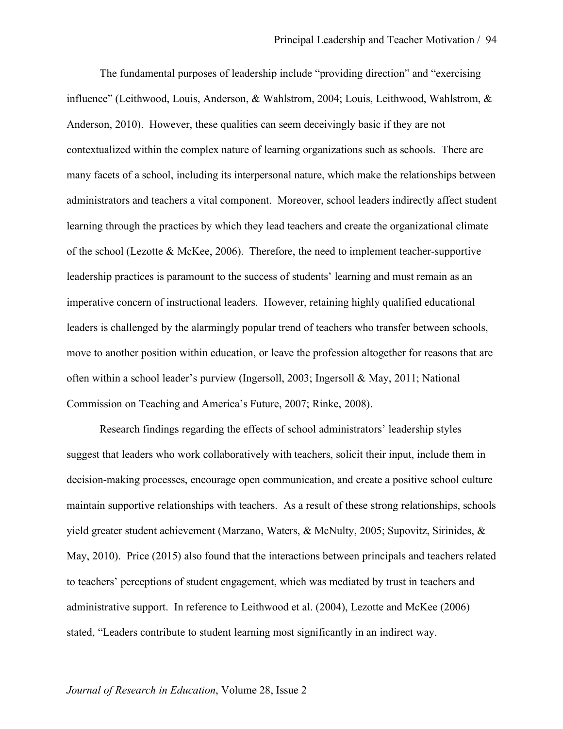The fundamental purposes of leadership include "providing direction" and "exercising influence" (Leithwood, Louis, Anderson, & Wahlstrom, 2004; Louis, Leithwood, Wahlstrom, & Anderson, 2010). However, these qualities can seem deceivingly basic if they are not contextualized within the complex nature of learning organizations such as schools. There are many facets of a school, including its interpersonal nature, which make the relationships between administrators and teachers a vital component. Moreover, school leaders indirectly affect student learning through the practices by which they lead teachers and create the organizational climate of the school (Lezotte & McKee, 2006). Therefore, the need to implement teacher-supportive leadership practices is paramount to the success of students' learning and must remain as an imperative concern of instructional leaders. However, retaining highly qualified educational leaders is challenged by the alarmingly popular trend of teachers who transfer between schools, move to another position within education, or leave the profession altogether for reasons that are often within a school leader's purview (Ingersoll, 2003; Ingersoll & May, 2011; National Commission on Teaching and America's Future, 2007; Rinke, 2008).

Research findings regarding the effects of school administrators' leadership styles suggest that leaders who work collaboratively with teachers, solicit their input, include them in decision-making processes, encourage open communication, and create a positive school culture maintain supportive relationships with teachers. As a result of these strong relationships, schools yield greater student achievement (Marzano, Waters, & McNulty, 2005; Supovitz, Sirinides, & May, 2010). Price (2015) also found that the interactions between principals and teachers related to teachers' perceptions of student engagement, which was mediated by trust in teachers and administrative support. In reference to Leithwood et al. (2004), Lezotte and McKee (2006) stated, "Leaders contribute to student learning most significantly in an indirect way.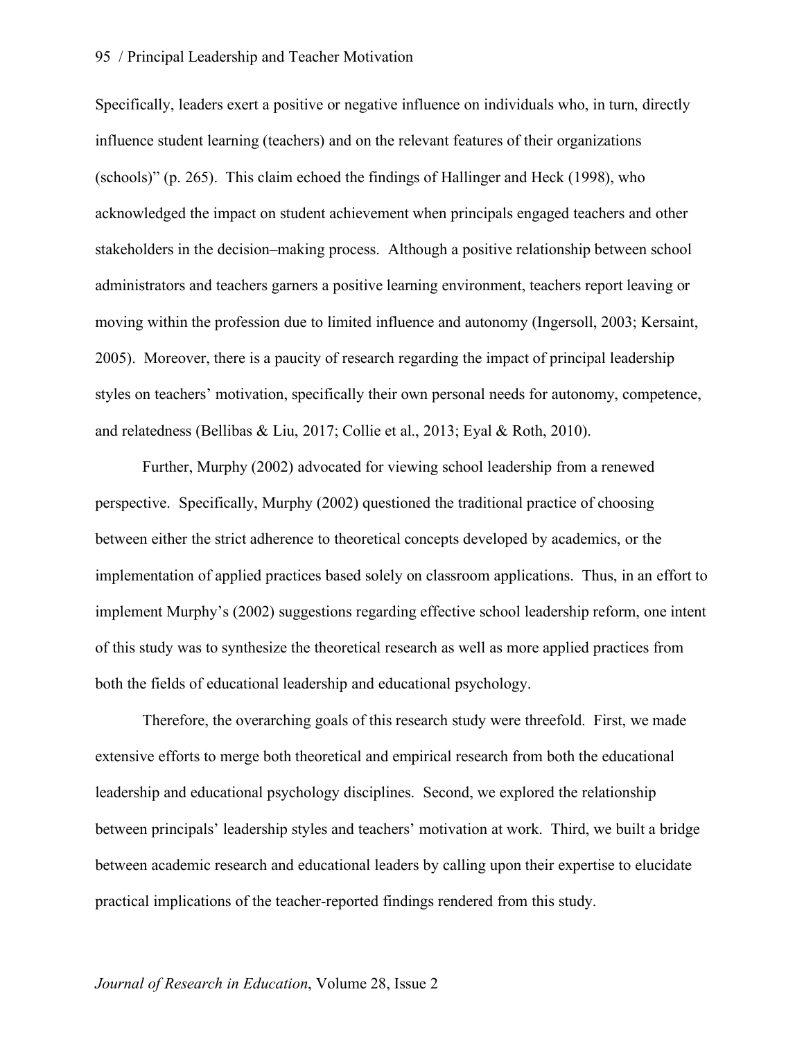Specifically, leaders exert a positive or negative influence on individuals who, in turn, directly influence student learning (teachers) and on the relevant features of their organizations (schools)" (p. 265). This claim echoed the findings of Hallinger and Heck (1998), who acknowledged the impact on student achievement when principals engaged teachers and other stakeholders in the decision–making process. Although a positive relationship between school administrators and teachers garners a positive learning environment, teachers report leaving or moving within the profession due to limited influence and autonomy (Ingersoll, 2003; Kersaint, 2005). Moreover, there is a paucity of research regarding the impact of principal leadership styles on teachers' motivation, specifically their own personal needs for autonomy, competence, and relatedness (Bellibas & Liu, 2017; Collie et al., 2013; Eyal & Roth, 2010).

Further, Murphy (2002) advocated for viewing school leadership from a renewed perspective. Specifically, Murphy (2002) questioned the traditional practice of choosing between either the strict adherence to theoretical concepts developed by academics, or the implementation of applied practices based solely on classroom applications. Thus, in an effort to implement Murphy's (2002) suggestions regarding effective school leadership reform, one intent of this study was to synthesize the theoretical research as well as more applied practices from both the fields of educational leadership and educational psychology.

Therefore, the overarching goals of this research study were threefold. First, we made extensive efforts to merge both theoretical and empirical research from both the educational leadership and educational psychology disciplines. Second, we explored the relationship between principals' leadership styles and teachers' motivation at work. Third, we built a bridge between academic research and educational leaders by calling upon their expertise to elucidate practical implications of the teacher-reported findings rendered from this study.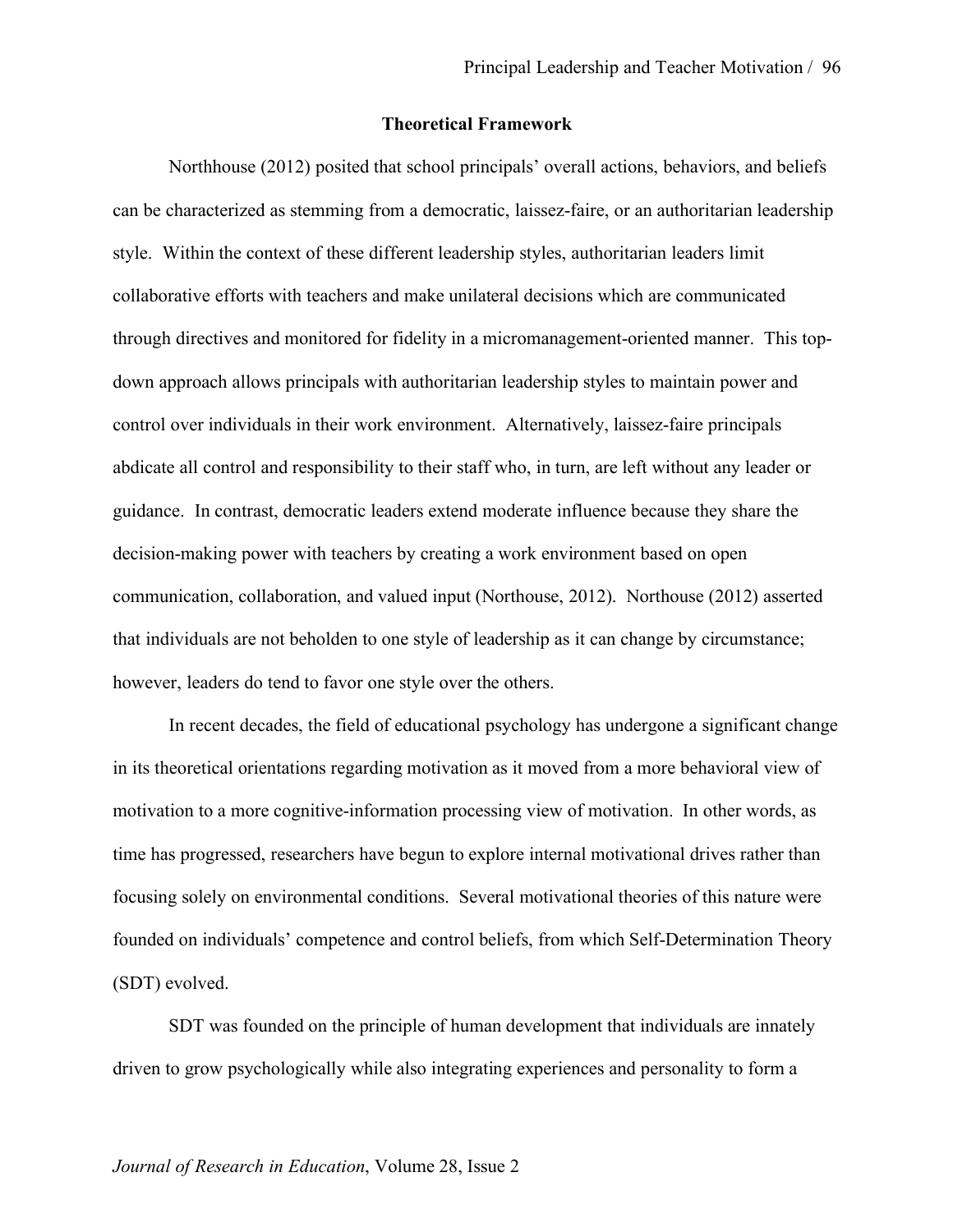## Theoretical Framework

Northhouse (2012) posited that school principals' overall actions, behaviors, and beliefs can be characterized as stemming from a democratic, laissez-faire, or an authoritarian leadership style. Within the context of these different leadership styles, authoritarian leaders limit collaborative efforts with teachers and make unilateral decisions which are communicated through directives and monitored for fidelity in a micromanagement-oriented manner. This top-down approach allows principals with authoritarian leadership styles to maintain power and control over individuals in their work environment. Alternatively, laissez-faire principals abdicate all control and responsibility to their staff who, in turn, are left without any leader or guidance. In contrast, democratic leaders extend moderate influence because they share the decision-making power with teachers by creating a work environment based on open communication, collaboration, and valued input (Northouse, 2012). Northouse (2012) asserted that individuals are not beholden to one style of leadership as it can change by circumstance; however, leaders do tend to favor one style over the others.

In recent decades, the field of educational psychology has undergone a significant change in its theoretical orientations regarding motivation as it moved from a more behavioral view of motivation to a more cognitive-information processing view of motivation. In other words, as time has progressed, researchers have begun to explore internal motivational drives rather than focusing solely on environmental conditions. Several motivational theories of this nature were founded on individuals' competence and control beliefs, from which Self-Determination Theory (SDT) evolved.

SDT was founded on the principle of human development that individuals are innately driven to grow psychologically while also integrating experiences and personality to form a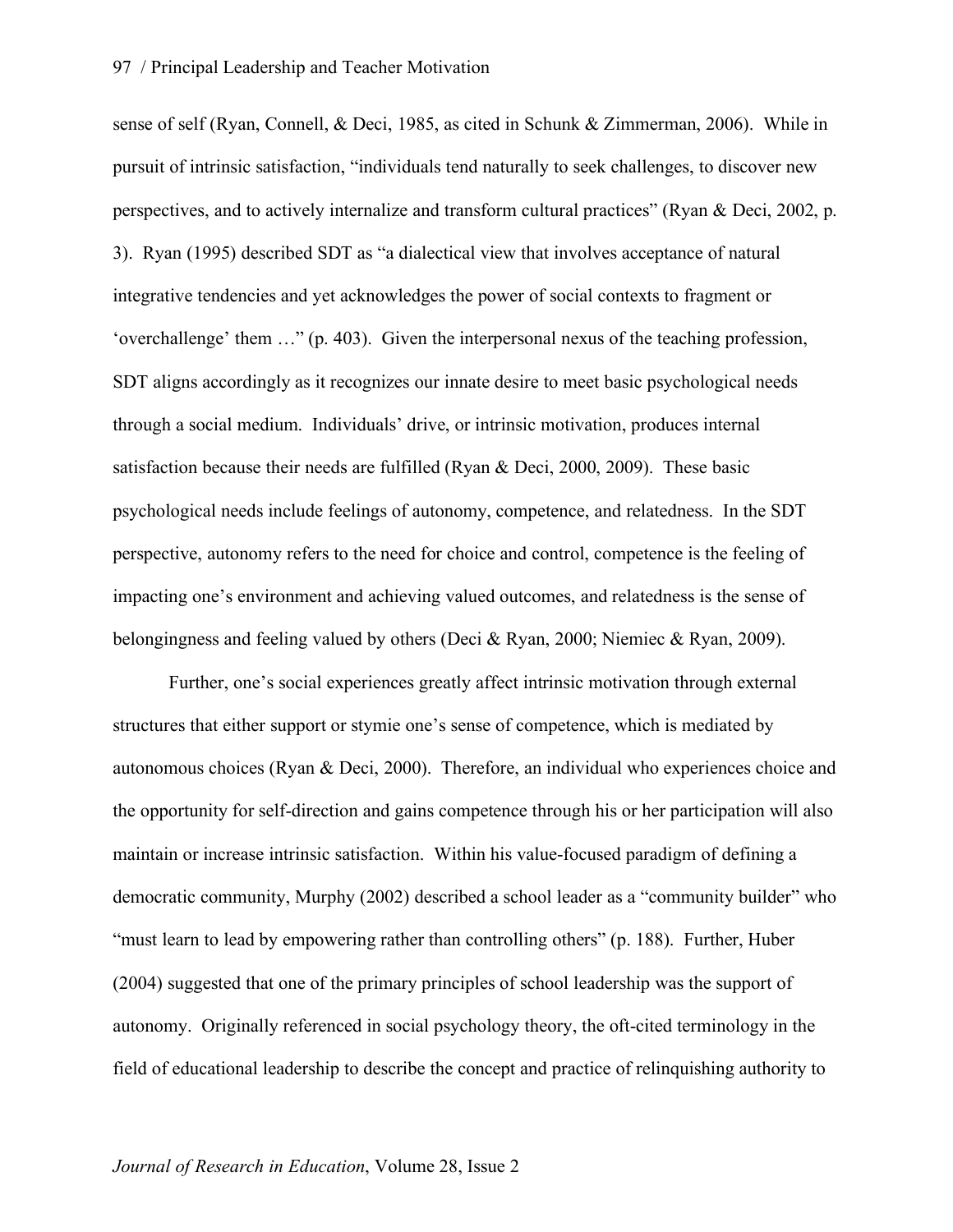sense of self (Ryan, Connell, & Deci, 1985, as cited in Schunk & Zimmerman, 2006). While in pursuit of intrinsic satisfaction, "individuals tend naturally to seek challenges, to discover new perspectives, and to actively internalize and transform cultural practices" (Ryan & Deci, 2002, p. 3). Ryan (1995) described SDT as "a dialectical view that involves acceptance of natural integrative tendencies and yet acknowledges the power of social contexts to fragment or 'overchallenge' them …" (p. 403). Given the interpersonal nexus of the teaching profession, SDT aligns accordingly as it recognizes our innate desire to meet basic psychological needs through a social medium. Individuals' drive, or intrinsic motivation, produces internal satisfaction because their needs are fulfilled (Ryan & Deci, 2000, 2009). These basic psychological needs include feelings of autonomy, competence, and relatedness. In the SDT perspective, autonomy refers to the need for choice and control, competence is the feeling of impacting one's environment and achieving valued outcomes, and relatedness is the sense of belongingness and feeling valued by others (Deci & Ryan, 2000; Niemiec & Ryan, 2009).

Further, one's social experiences greatly affect intrinsic motivation through external structures that either support or stymie one's sense of competence, which is mediated by autonomous choices (Ryan & Deci, 2000). Therefore, an individual who experiences choice and the opportunity for self-direction and gains competence through his or her participation will also maintain or increase intrinsic satisfaction. Within his value-focused paradigm of defining a democratic community, Murphy (2002) described a school leader as a "community builder" who "must learn to lead by empowering rather than controlling others" (p. 188). Further, Huber (2004) suggested that one of the primary principles of school leadership was the support of autonomy. Originally referenced in social psychology theory, the oft-cited terminology in the field of educational leadership to describe the concept and practice of relinquishing authority to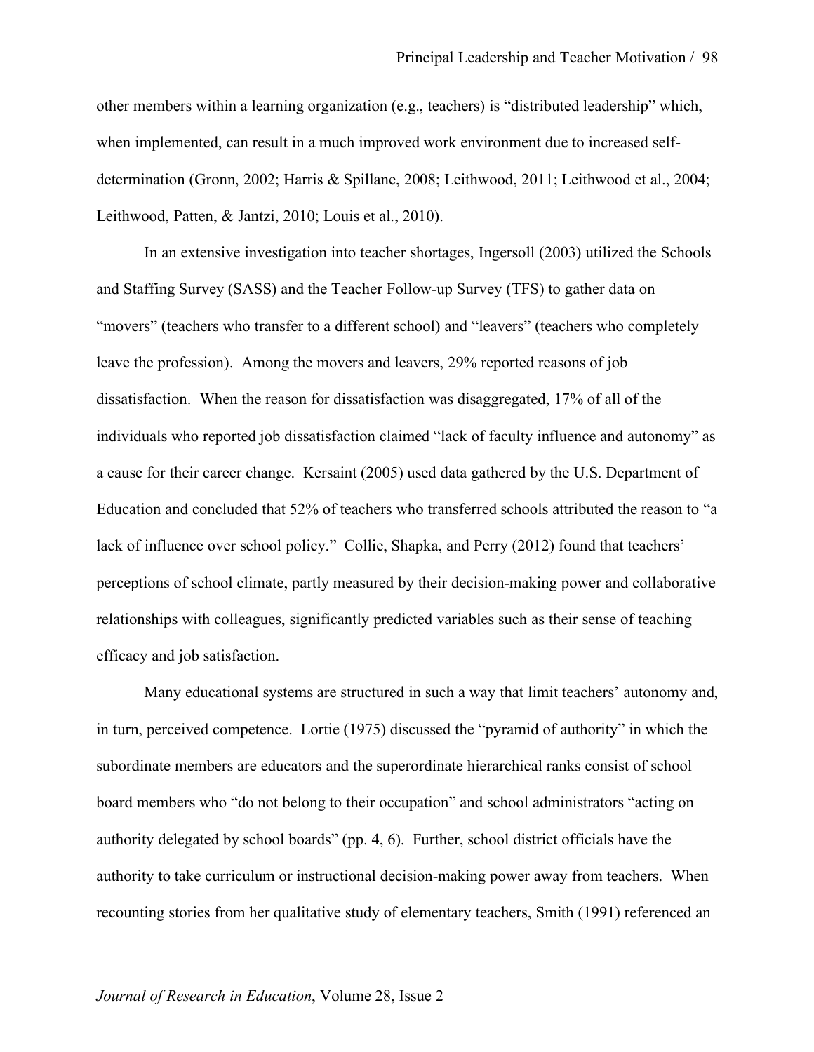other members within a learning organization (e.g., teachers) is "distributed leadership" which, when implemented, can result in a much improved work environment due to increased self-determination (Gronn, 2002; Harris & Spillane, 2008; Leithwood, 2011; Leithwood et al., 2004; Leithwood, Patten, & Jantzi, 2010; Louis et al., 2010).

In an extensive investigation into teacher shortages, Ingersoll (2003) utilized the Schools and Staffing Survey (SASS) and the Teacher Follow-up Survey (TFS) to gather data on "movers" (teachers who transfer to a different school) and "leavers" (teachers who completely leave the profession). Among the movers and leavers, 29% reported reasons of job dissatisfaction. When the reason for dissatisfaction was disaggregated, 17% of all of the individuals who reported job dissatisfaction claimed "lack of faculty influence and autonomy" as a cause for their career change. Kersaint (2005) used data gathered by the U.S. Department of Education and concluded that 52% of teachers who transferred schools attributed the reason to "a lack of influence over school policy." Collie, Shapka, and Perry (2012) found that teachers' perceptions of school climate, partly measured by their decision-making power and collaborative relationships with colleagues, significantly predicted variables such as their sense of teaching efficacy and job satisfaction.

Many educational systems are structured in such a way that limit teachers' autonomy and, in turn, perceived competence. Lortie (1975) discussed the "pyramid of authority" in which the subordinate members are educators and the superordinate hierarchical ranks consist of school board members who "do not belong to their occupation" and school administrators "acting on authority delegated by school boards" (pp. 4, 6). Further, school district officials have the authority to take curriculum or instructional decision-making power away from teachers. When recounting stories from her qualitative study of elementary teachers, Smith (1991) referenced an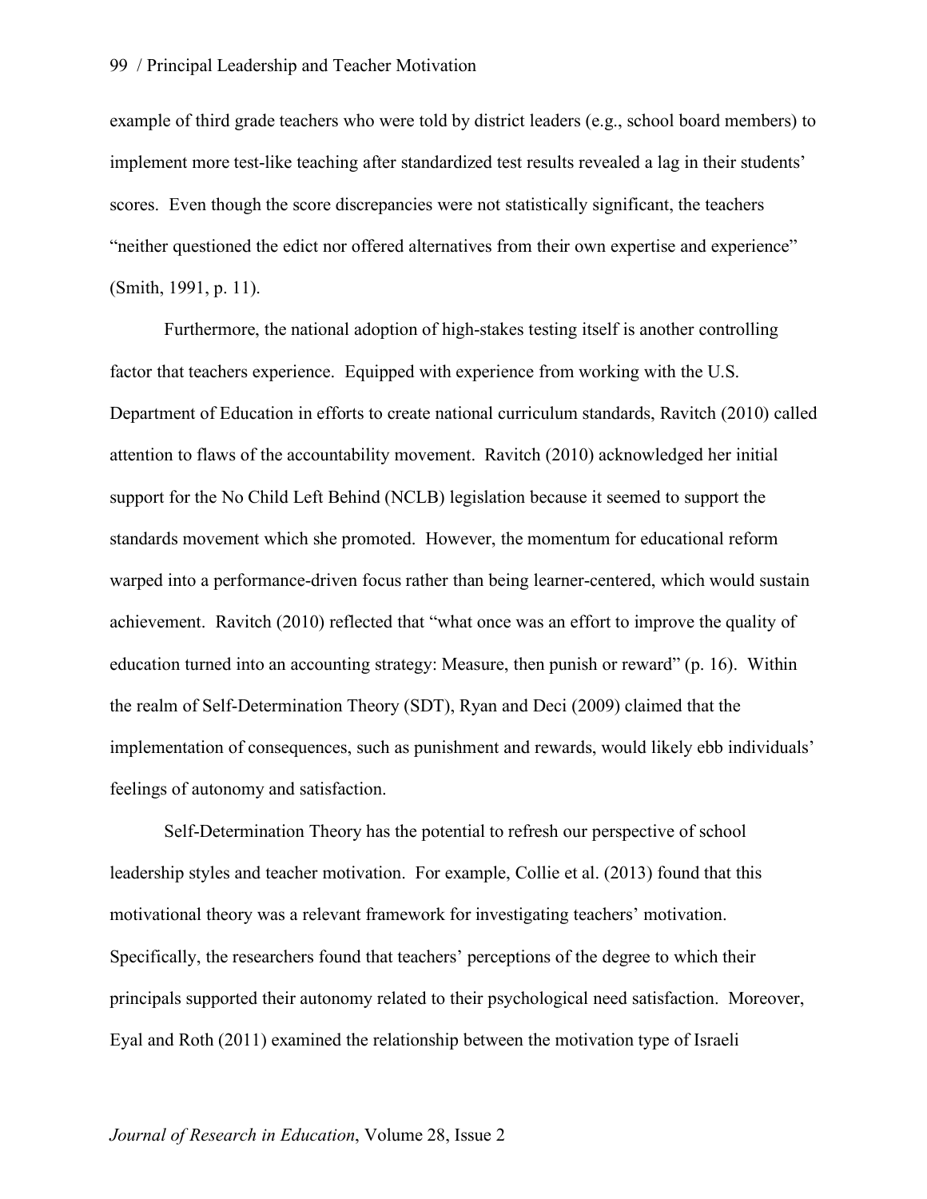example of third grade teachers who were told by district leaders (e.g., school board members) to implement more test-like teaching after standardized test results revealed a lag in their students' scores. Even though the score discrepancies were not statistically significant, the teachers "neither questioned the edict nor offered alternatives from their own expertise and experience" (Smith, 1991, p. 11).

Furthermore, the national adoption of high-stakes testing itself is another controlling factor that teachers experience. Equipped with experience from working with the U.S. Department of Education in efforts to create national curriculum standards, Ravitch (2010) called attention to flaws of the accountability movement. Ravitch (2010) acknowledged her initial support for the No Child Left Behind (NCLB) legislation because it seemed to support the standards movement which she promoted. However, the momentum for educational reform warped into a performance-driven focus rather than being learner-centered, which would sustain achievement. Ravitch (2010) reflected that "what once was an effort to improve the quality of education turned into an accounting strategy: Measure, then punish or reward" (p. 16). Within the realm of Self-Determination Theory (SDT), Ryan and Deci (2009) claimed that the implementation of consequences, such as punishment and rewards, would likely ebb individuals' feelings of autonomy and satisfaction.

Self-Determination Theory has the potential to refresh our perspective of school leadership styles and teacher motivation. For example, Collie et al. (2013) found that this motivational theory was a relevant framework for investigating teachers' motivation. Specifically, the researchers found that teachers' perceptions of the degree to which their principals supported their autonomy related to their psychological need satisfaction. Moreover, Eyal and Roth (2011) examined the relationship between the motivation type of Israeli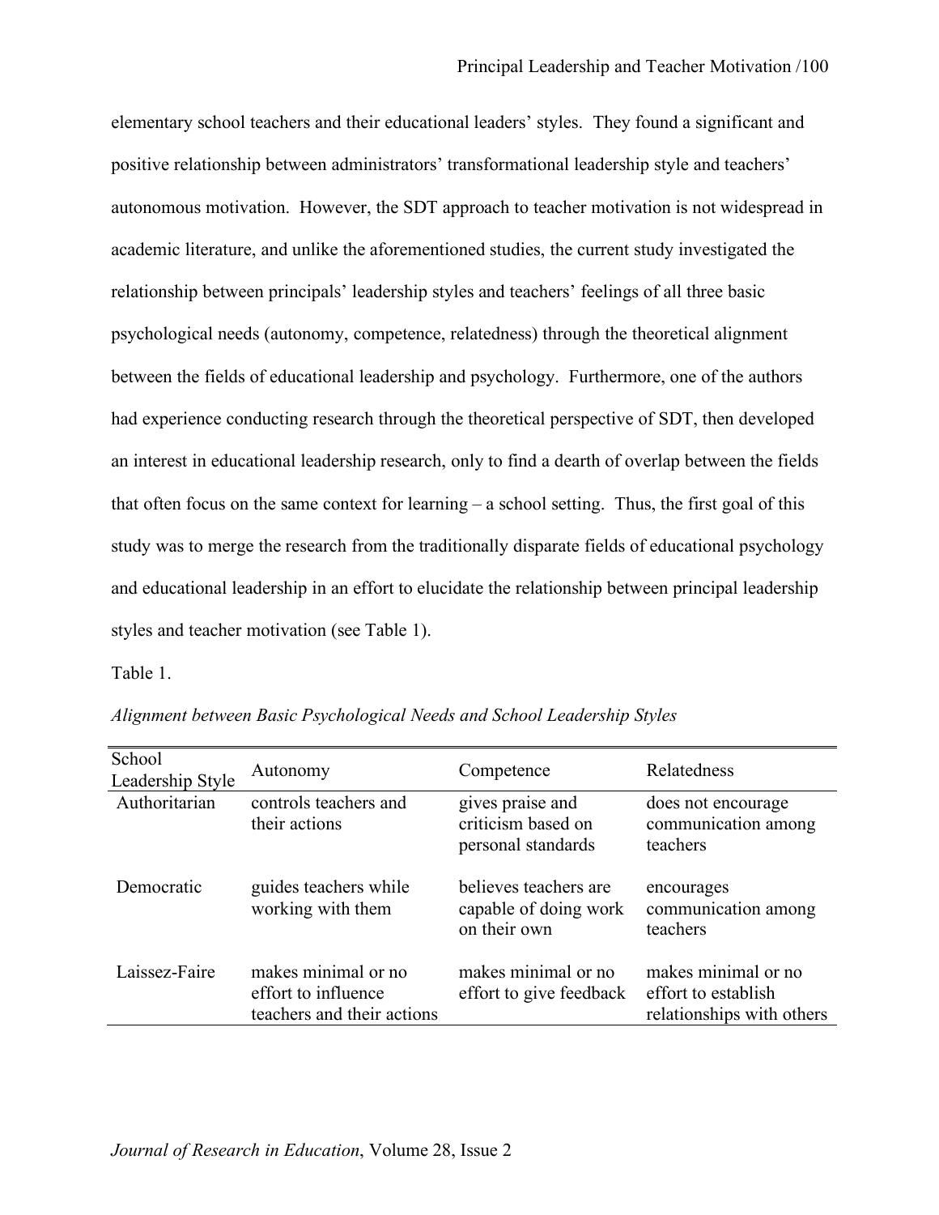elementary school teachers and their educational leaders' styles. They found a significant and positive relationship between administrators' transformational leadership style and teachers' autonomous motivation. However, the SDT approach to teacher motivation is not widespread in academic literature, and unlike the aforementioned studies, the current study investigated the relationship between principals' leadership styles and teachers' feelings of all three basic psychological needs (autonomy, competence, relatedness) through the theoretical alignment between the fields of educational leadership and psychology. Furthermore, one of the authors had experience conducting research through the theoretical perspective of SDT, then developed an interest in educational leadership research, only to find a dearth of overlap between the fields that often focus on the same context for learning – a school setting. Thus, the first goal of this study was to merge the research from the traditionally disparate fields of educational psychology and educational leadership in an effort to elucidate the relationship between principal leadership styles and teacher motivation (see Table 1).

Table 1.

*Alignment between Basic Psychological Needs and School Leadership Styles*

| School Leadership Style | Autonomy | Competence | Relatedness |
|---|---|---|---|
| Authoritarian | controls teachers and their actions | gives praise and criticism based on personal standards | does not encourage communication among teachers |
| Democratic | guides teachers while working with them | believes teachers are capable of doing work on their own | encourages communication among teachers |
| Laissez-Faire | makes minimal or no effort to influence teachers and their actions | makes minimal or no effort to give feedback | makes minimal or no effort to establish relationships with others |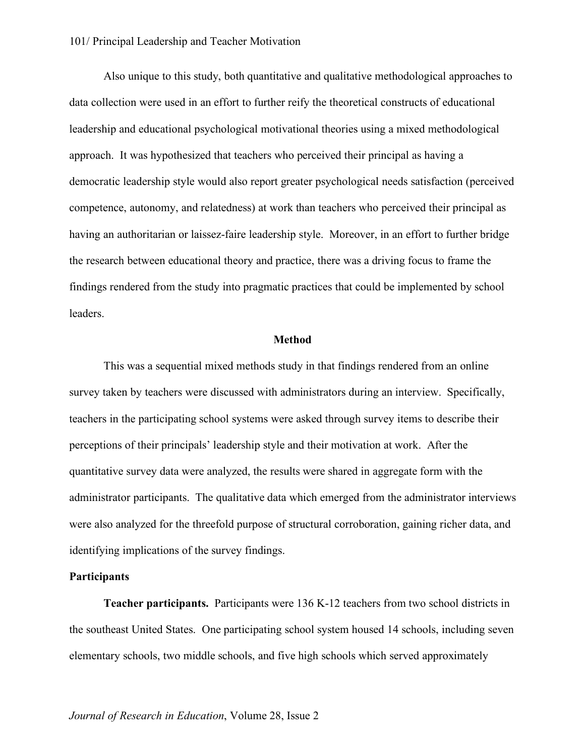Also unique to this study, both quantitative and qualitative methodological approaches to data collection were used in an effort to further reify the theoretical constructs of educational leadership and educational psychological motivational theories using a mixed methodological approach. It was hypothesized that teachers who perceived their principal as having a democratic leadership style would also report greater psychological needs satisfaction (perceived competence, autonomy, and relatedness) at work than teachers who perceived their principal as having an authoritarian or laissez-faire leadership style. Moreover, in an effort to further bridge the research between educational theory and practice, there was a driving focus to frame the findings rendered from the study into pragmatic practices that could be implemented by school leaders.

## Method

This was a sequential mixed methods study in that findings rendered from an online survey taken by teachers were discussed with administrators during an interview. Specifically, teachers in the participating school systems were asked through survey items to describe their perceptions of their principals' leadership style and their motivation at work. After the quantitative survey data were analyzed, the results were shared in aggregate form with the administrator participants. The qualitative data which emerged from the administrator interviews were also analyzed for the threefold purpose of structural corroboration, gaining richer data, and identifying implications of the survey findings.

### Participants

**Teacher participants.** Participants were 136 K-12 teachers from two school districts in the southeast United States. One participating school system housed 14 schools, including seven elementary schools, two middle schools, and five high schools which served approximately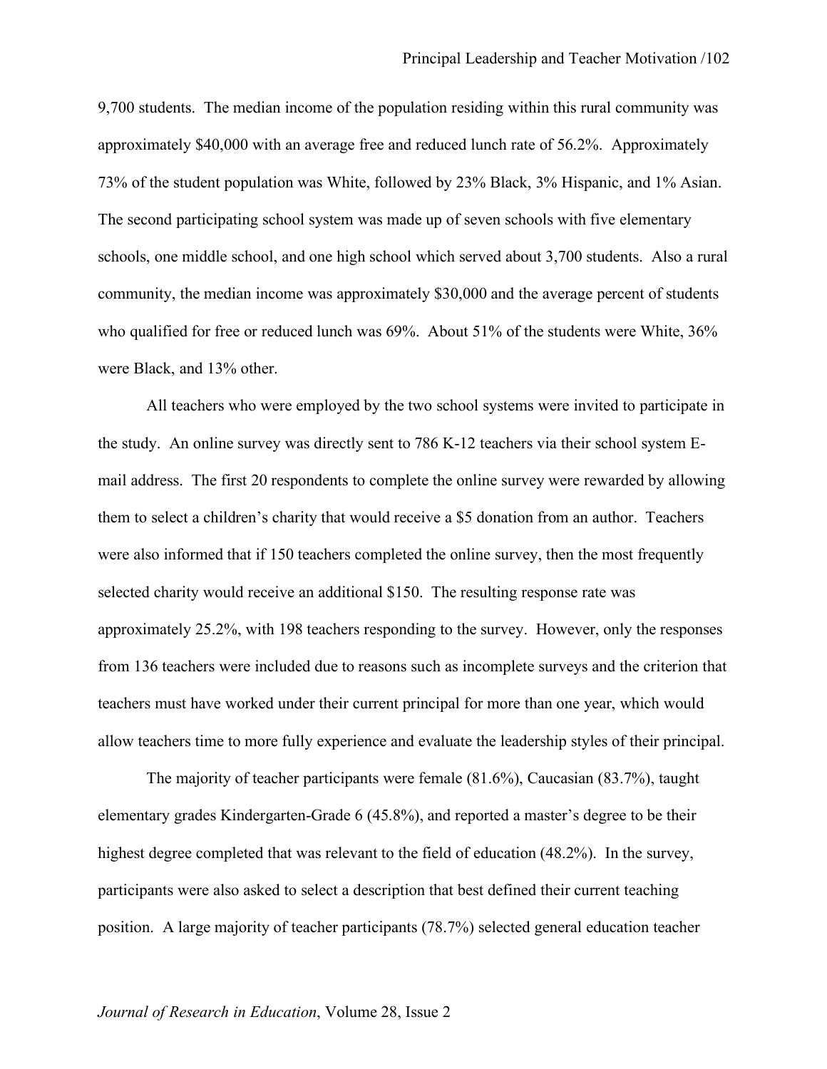9,700 students. The median income of the population residing within this rural community was approximately $40,000 with an average free and reduced lunch rate of 56.2%. Approximately 73% of the student population was White, followed by 23% Black, 3% Hispanic, and 1% Asian. The second participating school system was made up of seven schools with five elementary schools, one middle school, and one high school which served about 3,700 students. Also a rural community, the median income was approximately $30,000 and the average percent of students who qualified for free or reduced lunch was 69%. About 51% of the students were White, 36% were Black, and 13% other.

All teachers who were employed by the two school systems were invited to participate in the study. An online survey was directly sent to 786 K-12 teachers via their school system E-mail address. The first 20 respondents to complete the online survey were rewarded by allowing them to select a children's charity that would receive a $5 donation from an author. Teachers were also informed that if 150 teachers completed the online survey, then the most frequently selected charity would receive an additional $150. The resulting response rate was approximately 25.2%, with 198 teachers responding to the survey. However, only the responses from 136 teachers were included due to reasons such as incomplete surveys and the criterion that teachers must have worked under their current principal for more than one year, which would allow teachers time to more fully experience and evaluate the leadership styles of their principal.

The majority of teacher participants were female (81.6%), Caucasian (83.7%), taught elementary grades Kindergarten-Grade 6 (45.8%), and reported a master's degree to be their highest degree completed that was relevant to the field of education (48.2%). In the survey, participants were also asked to select a description that best defined their current teaching position. A large majority of teacher participants (78.7%) selected general education teacher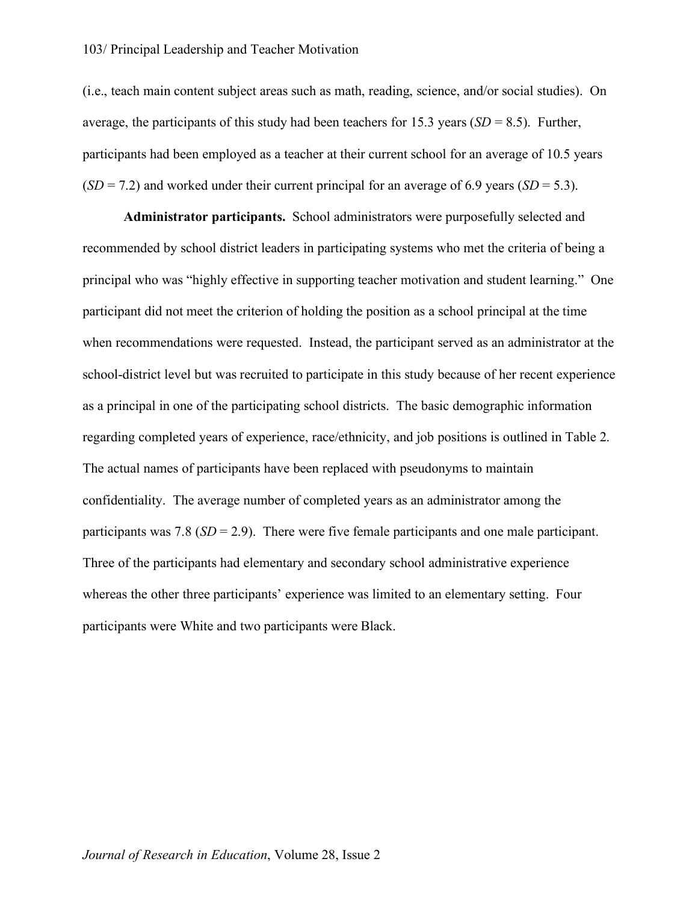(i.e., teach main content subject areas such as math, reading, science, and/or social studies). On average, the participants of this study had been teachers for 15.3 years (*SD* = 8.5). Further, participants had been employed as a teacher at their current school for an average of 10.5 years (*SD* = 7.2) and worked under their current principal for an average of 6.9 years (*SD* = 5.3).

**Administrator participants.** School administrators were purposefully selected and recommended by school district leaders in participating systems who met the criteria of being a principal who was "highly effective in supporting teacher motivation and student learning." One participant did not meet the criterion of holding the position as a school principal at the time when recommendations were requested. Instead, the participant served as an administrator at the school-district level but was recruited to participate in this study because of her recent experience as a principal in one of the participating school districts. The basic demographic information regarding completed years of experience, race/ethnicity, and job positions is outlined in Table 2. The actual names of participants have been replaced with pseudonyms to maintain confidentiality. The average number of completed years as an administrator among the participants was 7.8 (*SD* = 2.9). There were five female participants and one male participant. Three of the participants had elementary and secondary school administrative experience whereas the other three participants' experience was limited to an elementary setting. Four participants were White and two participants were Black.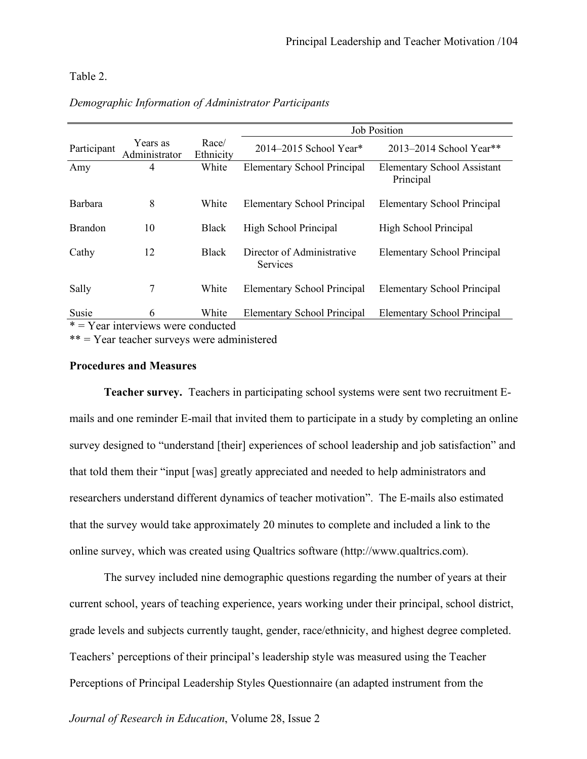Table 2.

*Demographic Information of Administrator Participants*

| Participant | Years as Administrator | Race/ Ethnicity | Job Position | |
|---|---|---|---|---|
| | | | 2014–2015 School Year* | 2013–2014 School Year** |
| Amy | 4 | White | Elementary School Principal | Elementary School Assistant Principal |
| Barbara | 8 | White | Elementary School Principal | Elementary School Principal |
| Brandon | 10 | Black | High School Principal | High School Principal |
| Cathy | 12 | Black | Director of Administrative Services | Elementary School Principal |
| Sally | 7 | White | Elementary School Principal | Elementary School Principal |
| Susie | 6 | White | Elementary School Principal | Elementary School Principal |

* = Year interviews were conducted
** = Year teacher surveys were administered

### Procedures and Measures

**Teacher survey.** Teachers in participating school systems were sent two recruitment E-mails and one reminder E-mail that invited them to participate in a study by completing an online survey designed to "understand [their] experiences of school leadership and job satisfaction" and that told them their "input [was] greatly appreciated and needed to help administrators and researchers understand different dynamics of teacher motivation". The E-mails also estimated that the survey would take approximately 20 minutes to complete and included a link to the online survey, which was created using Qualtrics software (http://www.qualtrics.com).

The survey included nine demographic questions regarding the number of years at their current school, years of teaching experience, years working under their principal, school district, grade levels and subjects currently taught, gender, race/ethnicity, and highest degree completed. Teachers' perceptions of their principal's leadership style was measured using the Teacher Perceptions of Principal Leadership Styles Questionnaire (an adapted instrument from the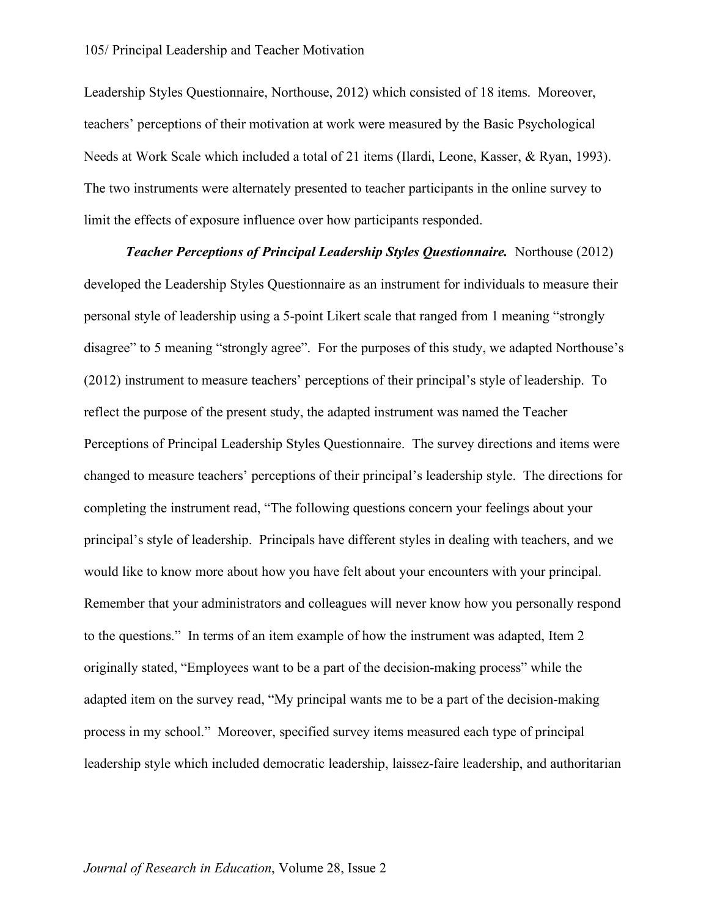Leadership Styles Questionnaire, Northouse, 2012) which consisted of 18 items. Moreover, teachers' perceptions of their motivation at work were measured by the Basic Psychological Needs at Work Scale which included a total of 21 items (Ilardi, Leone, Kasser, & Ryan, 1993). The two instruments were alternately presented to teacher participants in the online survey to limit the effects of exposure influence over how participants responded.

***Teacher Perceptions of Principal Leadership Styles Questionnaire.*** Northouse (2012) developed the Leadership Styles Questionnaire as an instrument for individuals to measure their personal style of leadership using a 5-point Likert scale that ranged from 1 meaning "strongly disagree" to 5 meaning "strongly agree". For the purposes of this study, we adapted Northouse's (2012) instrument to measure teachers' perceptions of their principal's style of leadership. To reflect the purpose of the present study, the adapted instrument was named the Teacher Perceptions of Principal Leadership Styles Questionnaire. The survey directions and items were changed to measure teachers' perceptions of their principal's leadership style. The directions for completing the instrument read, "The following questions concern your feelings about your principal's style of leadership. Principals have different styles in dealing with teachers, and we would like to know more about how you have felt about your encounters with your principal. Remember that your administrators and colleagues will never know how you personally respond to the questions." In terms of an item example of how the instrument was adapted, Item 2 originally stated, "Employees want to be a part of the decision-making process" while the adapted item on the survey read, "My principal wants me to be a part of the decision-making process in my school." Moreover, specified survey items measured each type of principal leadership style which included democratic leadership, laissez-faire leadership, and authoritarian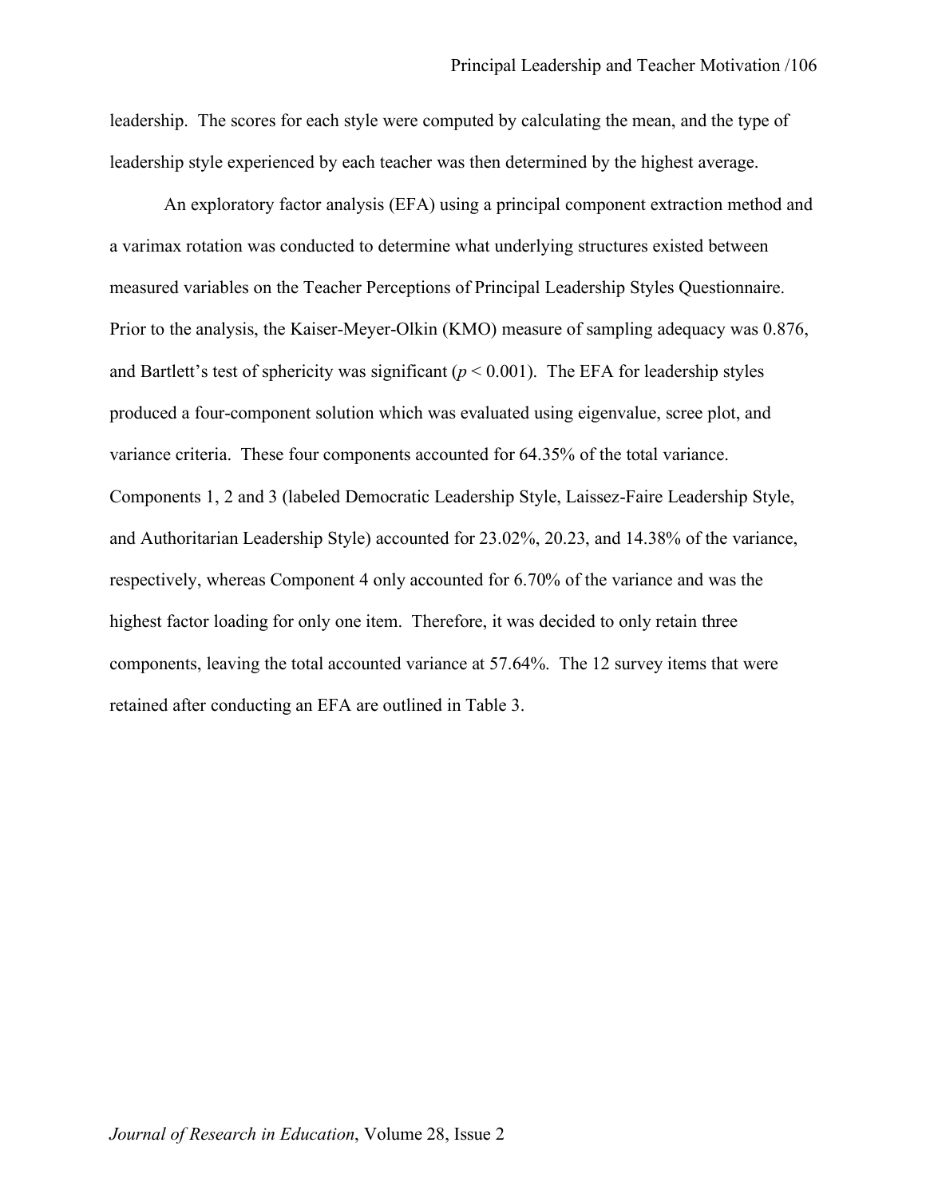leadership. The scores for each style were computed by calculating the mean, and the type of leadership style experienced by each teacher was then determined by the highest average.

An exploratory factor analysis (EFA) using a principal component extraction method and a varimax rotation was conducted to determine what underlying structures existed between measured variables on the Teacher Perceptions of Principal Leadership Styles Questionnaire. Prior to the analysis, the Kaiser-Meyer-Olkin (KMO) measure of sampling adequacy was 0.876, and Bartlett's test of sphericity was significant ($p < 0.001$). The EFA for leadership styles produced a four-component solution which was evaluated using eigenvalue, scree plot, and variance criteria. These four components accounted for 64.35% of the total variance. Components 1, 2 and 3 (labeled Democratic Leadership Style, Laissez-Faire Leadership Style, and Authoritarian Leadership Style) accounted for 23.02%, 20.23, and 14.38% of the variance, respectively, whereas Component 4 only accounted for 6.70% of the variance and was the highest factor loading for only one item. Therefore, it was decided to only retain three components, leaving the total accounted variance at 57.64%. The 12 survey items that were retained after conducting an EFA are outlined in Table 3.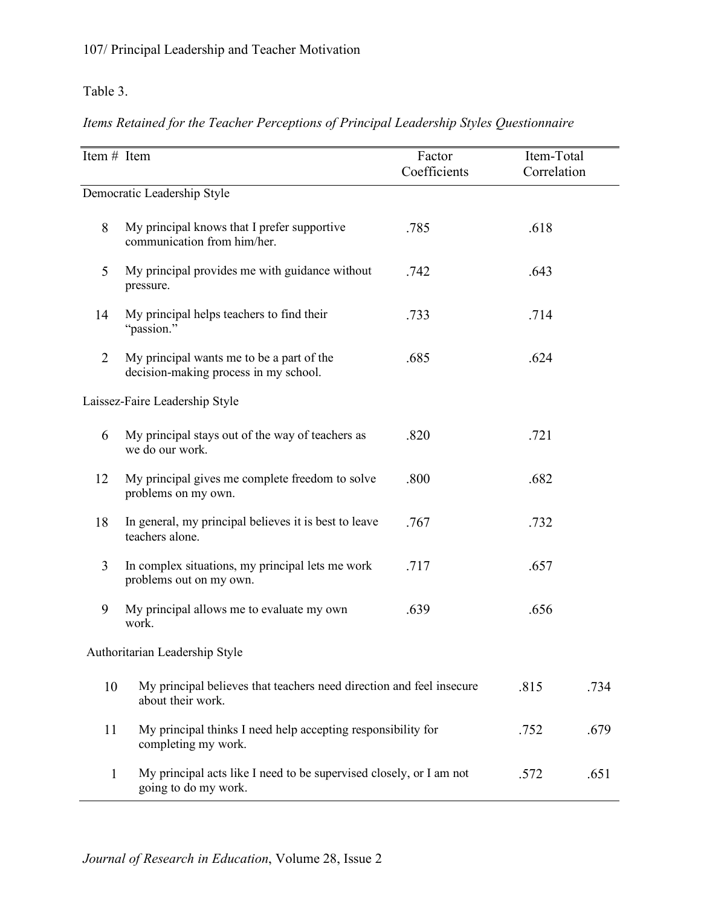Table 3.

*Items Retained for the Teacher Perceptions of Principal Leadership Styles Questionnaire*

| Item # | Item | Factor Coefficients | Item-Total Correlation |
|---|---|---|---|
| Democratic Leadership Style | | | |
| 8 | My principal knows that I prefer supportive communication from him/her. | .785 | .618 |
| 5 | My principal provides me with guidance without pressure. | .742 | .643 |
| 14 | My principal helps teachers to find their "passion." | .733 | .714 |
| 2 | My principal wants me to be a part of the decision-making process in my school. | .685 | .624 |
| Laissez-Faire Leadership Style | | | |
| 6 | My principal stays out of the way of teachers as we do our work. | .820 | .721 |
| 12 | My principal gives me complete freedom to solve problems on my own. | .800 | .682 |
| 18 | In general, my principal believes it is best to leave teachers alone. | .767 | .732 |
| 3 | In complex situations, my principal lets me work problems out on my own. | .717 | .657 |
| 9 | My principal allows me to evaluate my own work. | .639 | .656 |
| Authoritarian Leadership Style | | | |
| 10 | My principal believes that teachers need direction and feel insecure about their work. | .815 | .734 |
| 11 | My principal thinks I need help accepting responsibility for completing my work. | .752 | .679 |
| 1 | My principal acts like I need to be supervised closely, or I am not going to do my work. | .572 | .651 |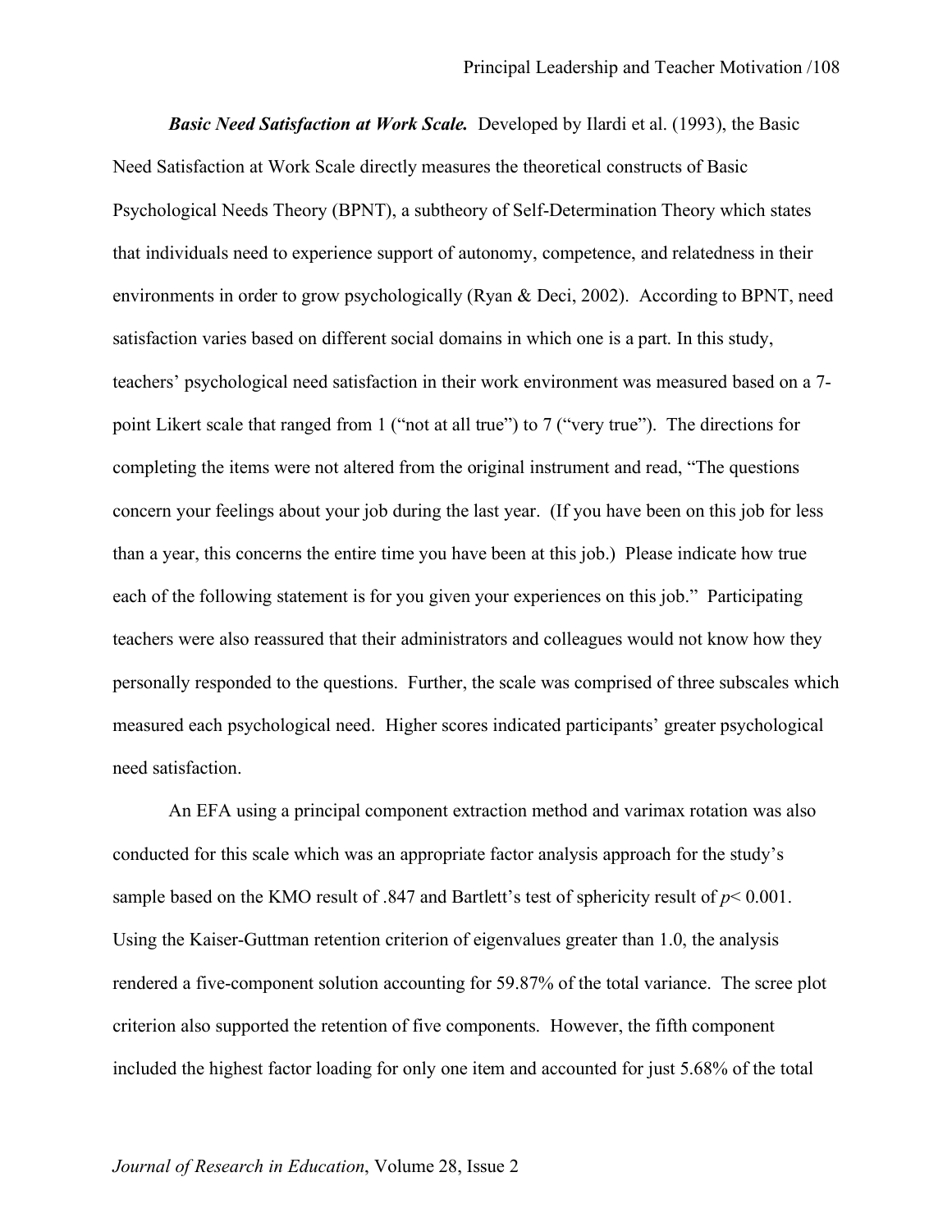***Basic Need Satisfaction at Work Scale.*** Developed by Ilardi et al. (1993), the Basic Need Satisfaction at Work Scale directly measures the theoretical constructs of Basic Psychological Needs Theory (BPNT), a subtheory of Self-Determination Theory which states that individuals need to experience support of autonomy, competence, and relatedness in their environments in order to grow psychologically (Ryan & Deci, 2002). According to BPNT, need satisfaction varies based on different social domains in which one is a part. In this study, teachers' psychological need satisfaction in their work environment was measured based on a 7-point Likert scale that ranged from 1 ("not at all true") to 7 ("very true"). The directions for completing the items were not altered from the original instrument and read, "The questions concern your feelings about your job during the last year. (If you have been on this job for less than a year, this concerns the entire time you have been at this job.) Please indicate how true each of the following statement is for you given your experiences on this job." Participating teachers were also reassured that their administrators and colleagues would not know how they personally responded to the questions. Further, the scale was comprised of three subscales which measured each psychological need. Higher scores indicated participants' greater psychological need satisfaction.

An EFA using a principal component extraction method and varimax rotation was also conducted for this scale which was an appropriate factor analysis approach for the study's sample based on the KMO result of .847 and Bartlett's test of sphericity result of $p < 0.001$. Using the Kaiser-Guttman retention criterion of eigenvalues greater than 1.0, the analysis rendered a five-component solution accounting for 59.87% of the total variance. The scree plot criterion also supported the retention of five components. However, the fifth component included the highest factor loading for only one item and accounted for just 5.68% of the total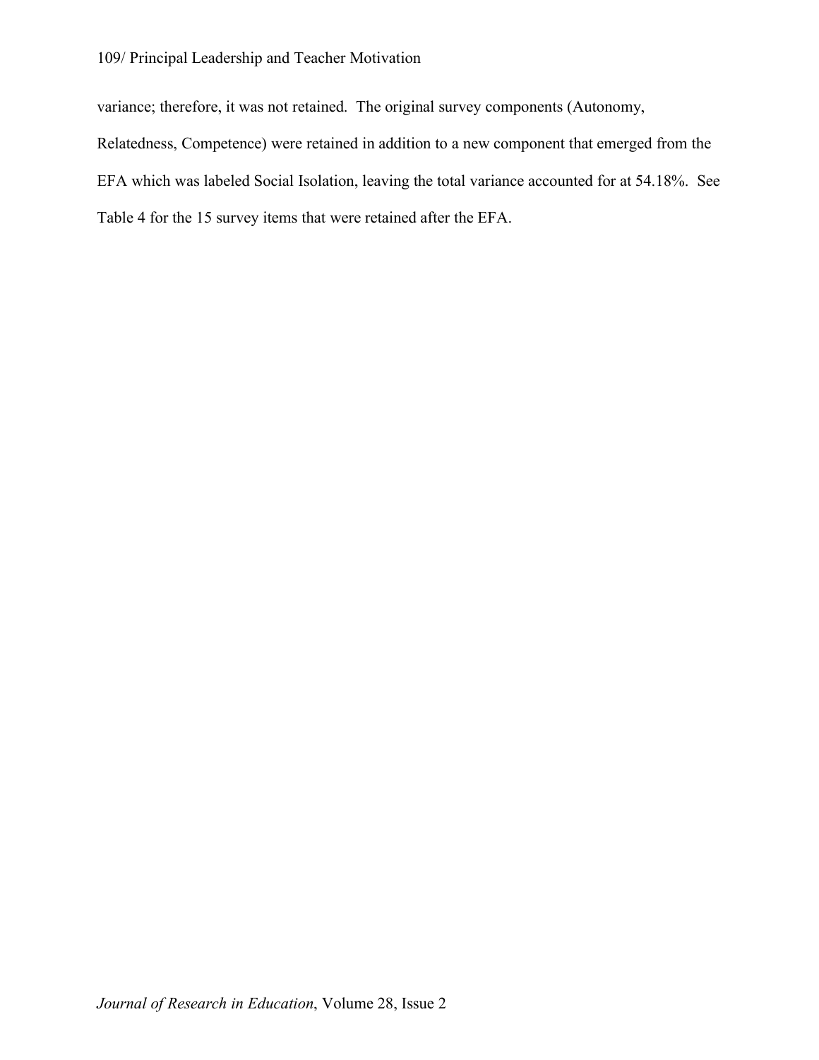variance; therefore, it was not retained. The original survey components (Autonomy, Relatedness, Competence) were retained in addition to a new component that emerged from the EFA which was labeled Social Isolation, leaving the total variance accounted for at 54.18%. See Table 4 for the 15 survey items that were retained after the EFA.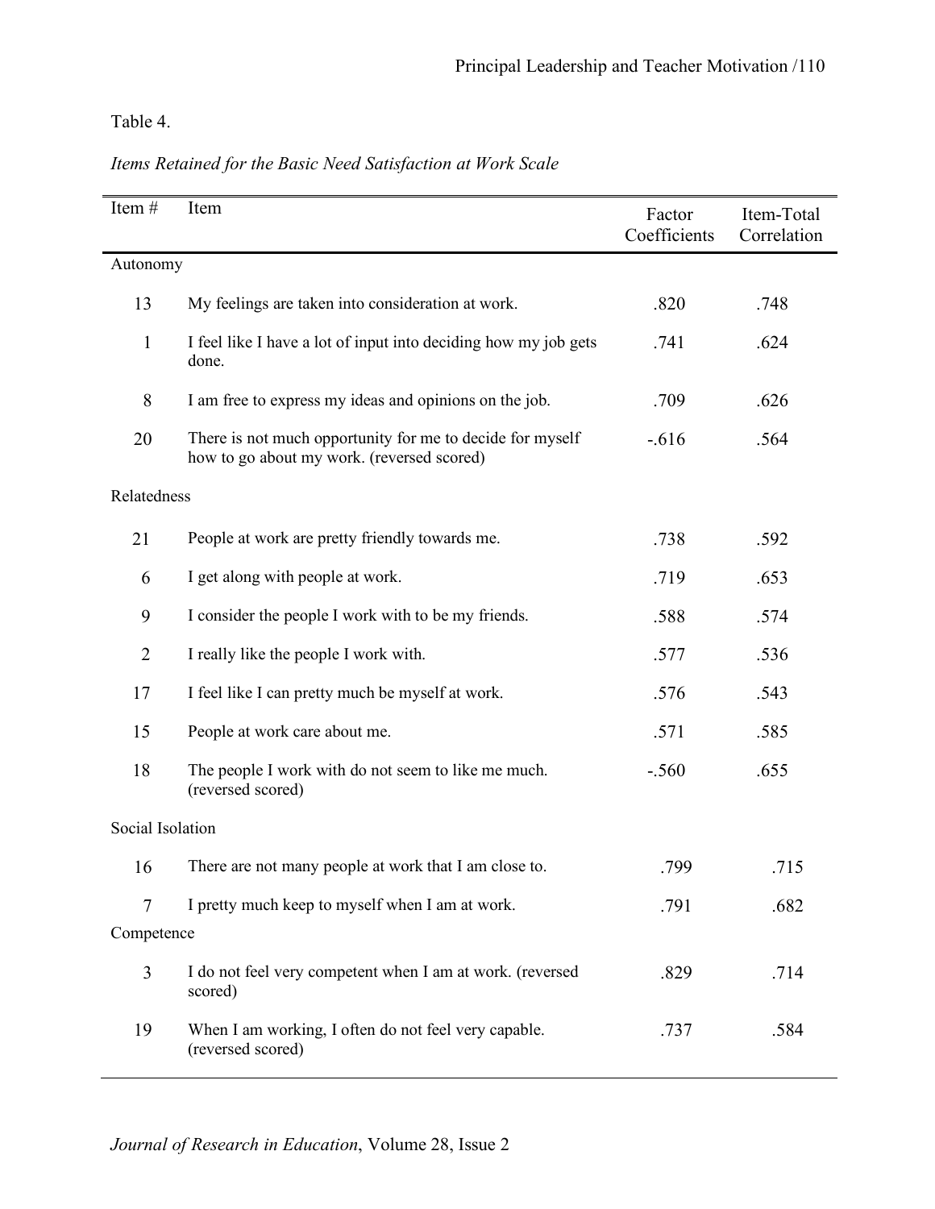Table 4.

*Items Retained for the Basic Need Satisfaction at Work Scale*

| Item # | Item | Factor Coefficients | Item-Total Correlation |
|---|---|---|---|
| Autonomy | | | |
| 13 | My feelings are taken into consideration at work. | .820 | .748 |
| 1 | I feel like I have a lot of input into deciding how my job gets done. | .741 | .624 |
| 8 | I am free to express my ideas and opinions on the job. | .709 | .626 |
| 20 | There is not much opportunity for me to decide for myself how to go about my work. (reversed scored) | -.616 | .564 |
| Relatedness | | | |
| 21 | People at work are pretty friendly towards me. | .738 | .592 |
| 6 | I get along with people at work. | .719 | .653 |
| 9 | I consider the people I work with to be my friends. | .588 | .574 |
| 2 | I really like the people I work with. | .577 | .536 |
| 17 | I feel like I can pretty much be myself at work. | .576 | .543 |
| 15 | People at work care about me. | .571 | .585 |
| 18 | The people I work with do not seem to like me much. (reversed scored) | -.560 | .655 |
| Social Isolation | | | |
| 16 | There are not many people at work that I am close to. | .799 | .715 |
| 7 | I pretty much keep to myself when I am at work. | .791 | .682 |
| Competence | | | |
| 3 | I do not feel very competent when I am at work. (reversed scored) | .829 | .714 |
| 19 | When I am working, I often do not feel very capable. (reversed scored) | .737 | .584 |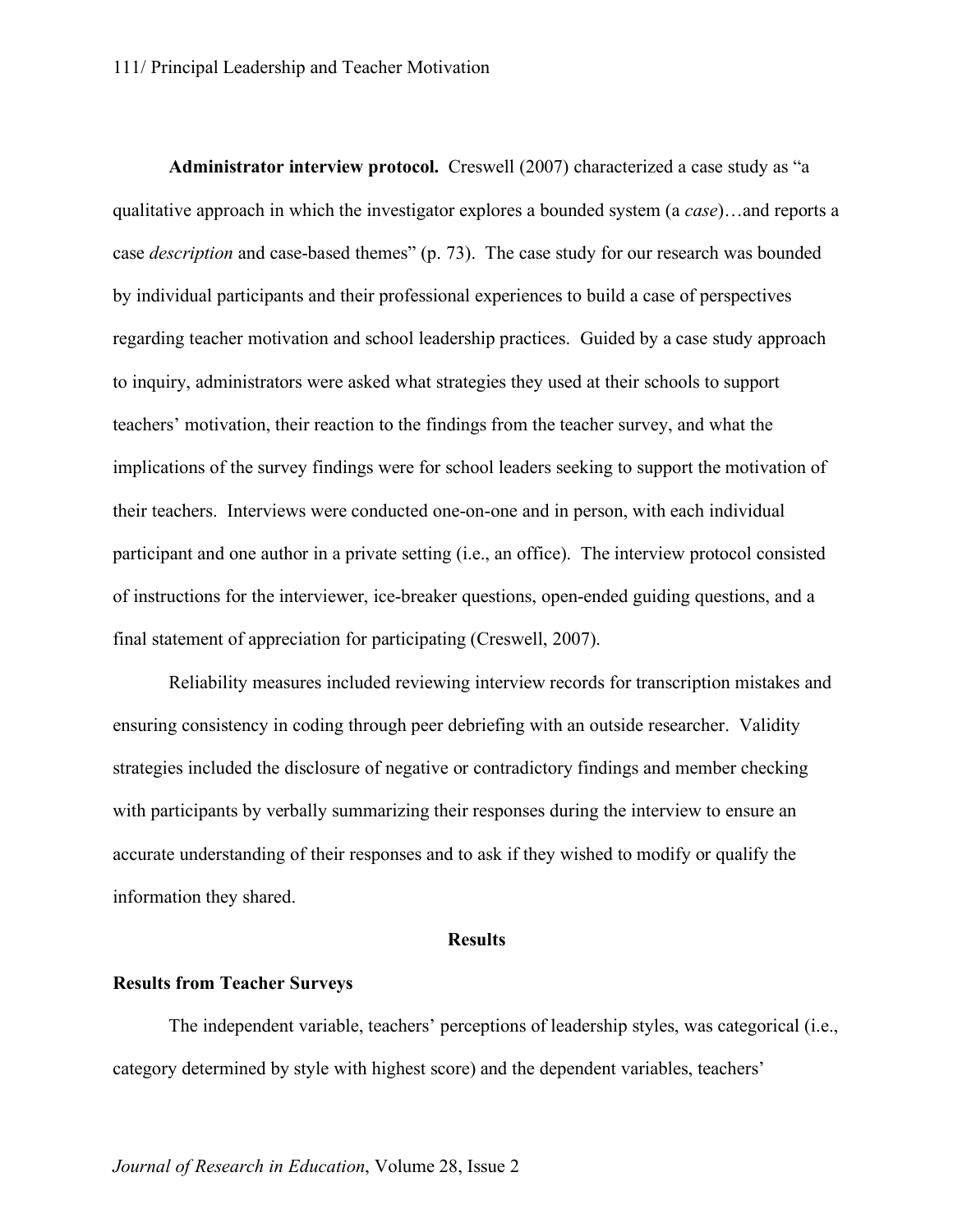**Administrator interview protocol.** Creswell (2007) characterized a case study as "a qualitative approach in which the investigator explores a bounded system (a *case*)…and reports a case *description* and case-based themes" (p. 73). The case study for our research was bounded by individual participants and their professional experiences to build a case of perspectives regarding teacher motivation and school leadership practices. Guided by a case study approach to inquiry, administrators were asked what strategies they used at their schools to support teachers' motivation, their reaction to the findings from the teacher survey, and what the implications of the survey findings were for school leaders seeking to support the motivation of their teachers. Interviews were conducted one-on-one and in person, with each individual participant and one author in a private setting (i.e., an office). The interview protocol consisted of instructions for the interviewer, ice-breaker questions, open-ended guiding questions, and a final statement of appreciation for participating (Creswell, 2007).

Reliability measures included reviewing interview records for transcription mistakes and ensuring consistency in coding through peer debriefing with an outside researcher. Validity strategies included the disclosure of negative or contradictory findings and member checking with participants by verbally summarizing their responses during the interview to ensure an accurate understanding of their responses and to ask if they wished to modify or qualify the information they shared.

## Results

### Results from Teacher Surveys

The independent variable, teachers' perceptions of leadership styles, was categorical (i.e., category determined by style with highest score) and the dependent variables, teachers'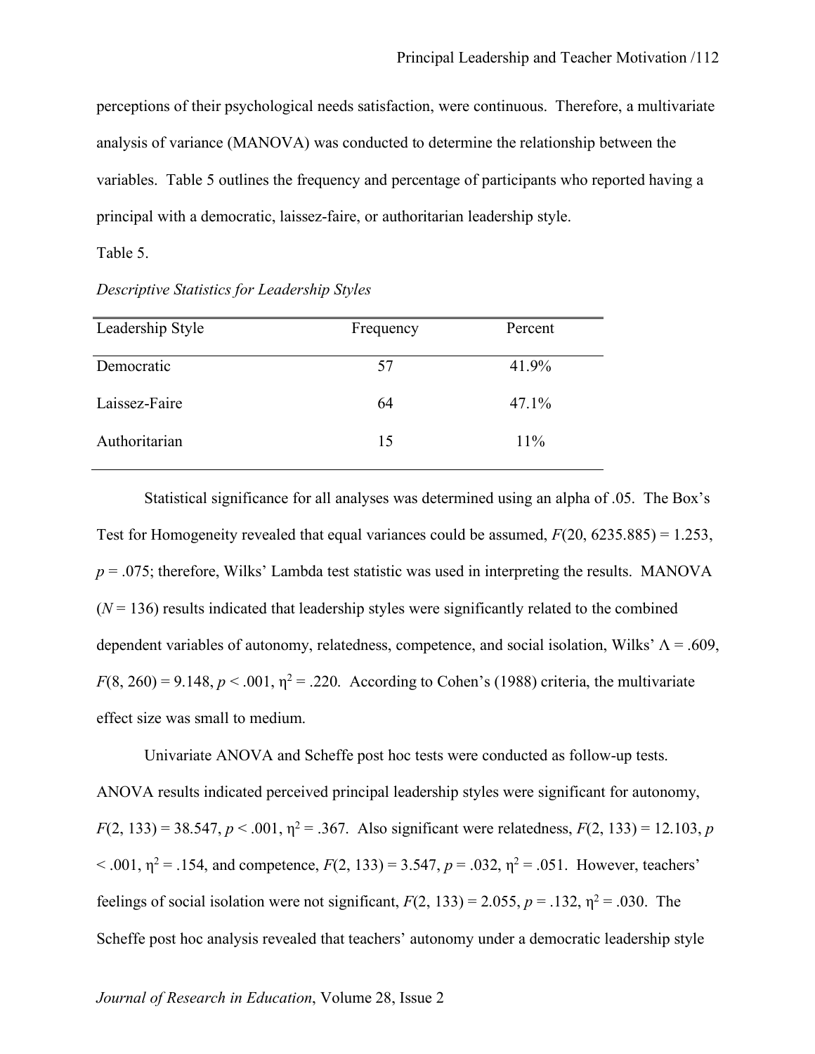perceptions of their psychological needs satisfaction, were continuous. Therefore, a multivariate analysis of variance (MANOVA) was conducted to determine the relationship between the variables. Table 5 outlines the frequency and percentage of participants who reported having a principal with a democratic, laissez-faire, or authoritarian leadership style.

Table 5.

*Descriptive Statistics for Leadership Styles*

| Leadership Style | Frequency | Percent |
|---|---|---|
| Democratic | 57 | 41.9% |
| Laissez-Faire | 64 | 47.1% |
| Authoritarian | 15 | 11% |

Statistical significance for all analyses was determined using an alpha of .05. The Box's Test for Homogeneity revealed that equal variances could be assumed, $F(20, 6235.885) = 1.253$, $p = .075$; therefore, Wilks' Lambda test statistic was used in interpreting the results. MANOVA ($N = 136$) results indicated that leadership styles were significantly related to the combined dependent variables of autonomy, relatedness, competence, and social isolation, Wilks' $\Lambda = .609$, $F(8, 260) = 9.148$, $p < .001$, $\eta^2 = .220$. According to Cohen's (1988) criteria, the multivariate effect size was small to medium.

Univariate ANOVA and Scheffe post hoc tests were conducted as follow-up tests. ANOVA results indicated perceived principal leadership styles were significant for autonomy, $F(2, 133) = 38.547$, $p < .001$, $\eta^2 = .367$. Also significant were relatedness, $F(2, 133) = 12.103$, $p < .001$, $\eta^2 = .154$, and competence, $F(2, 133) = 3.547$, $p = .032$, $\eta^2 = .051$. However, teachers' feelings of social isolation were not significant, $F(2, 133) = 2.055$, $p = .132$, $\eta^2 = .030$. The Scheffe post hoc analysis revealed that teachers' autonomy under a democratic leadership style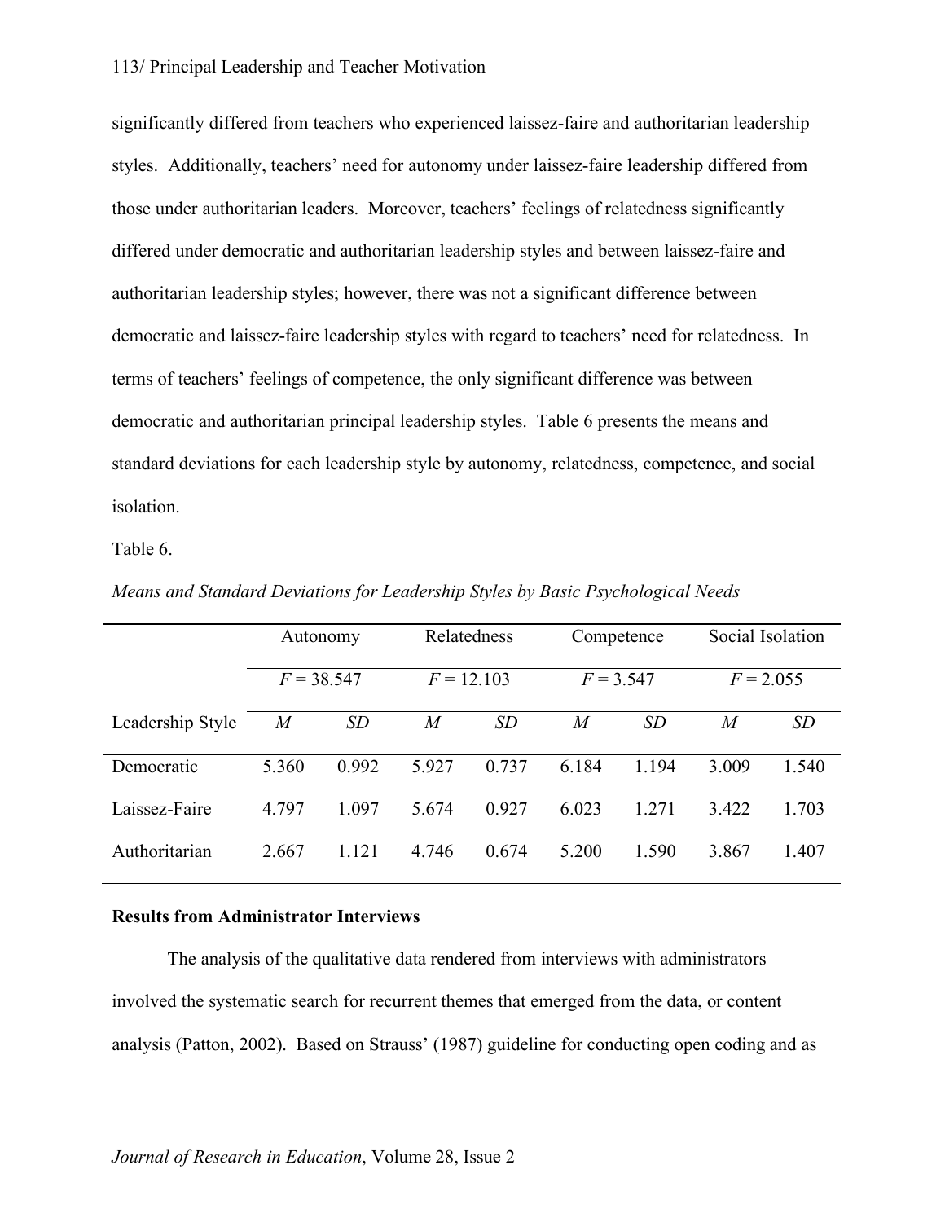significantly differed from teachers who experienced laissez-faire and authoritarian leadership styles. Additionally, teachers' need for autonomy under laissez-faire leadership differed from those under authoritarian leaders. Moreover, teachers' feelings of relatedness significantly differed under democratic and authoritarian leadership styles and between laissez-faire and authoritarian leadership styles; however, there was not a significant difference between democratic and laissez-faire leadership styles with regard to teachers' need for relatedness. In terms of teachers' feelings of competence, the only significant difference was between democratic and authoritarian principal leadership styles. Table 6 presents the means and standard deviations for each leadership style by autonomy, relatedness, competence, and social isolation.

Table 6.

*Means and Standard Deviations for Leadership Styles by Basic Psychological Needs*

| | Autonomy | | Relatedness | | Competence | | Social Isolation | |
|---|---|---|---|---|---|---|---|---|
| | $F = 38.547$ | | $F = 12.103$ | | $F = 3.547$ | | $F = 2.055$ | |
| Leadership Style | *M* | *SD* | *M* | *SD* | *M* | *SD* | *M* | *SD* |
| Democratic | 5.360 | 0.992 | 5.927 | 0.737 | 6.184 | 1.194 | 3.009 | 1.540 |
| Laissez-Faire | 4.797 | 1.097 | 5.674 | 0.927 | 6.023 | 1.271 | 3.422 | 1.703 |
| Authoritarian | 2.667 | 1.121 | 4.746 | 0.674 | 5.200 | 1.590 | 3.867 | 1.407 |

**Results from Administrator Interviews**

The analysis of the qualitative data rendered from interviews with administrators involved the systematic search for recurrent themes that emerged from the data, or content analysis (Patton, 2002). Based on Strauss' (1987) guideline for conducting open coding and as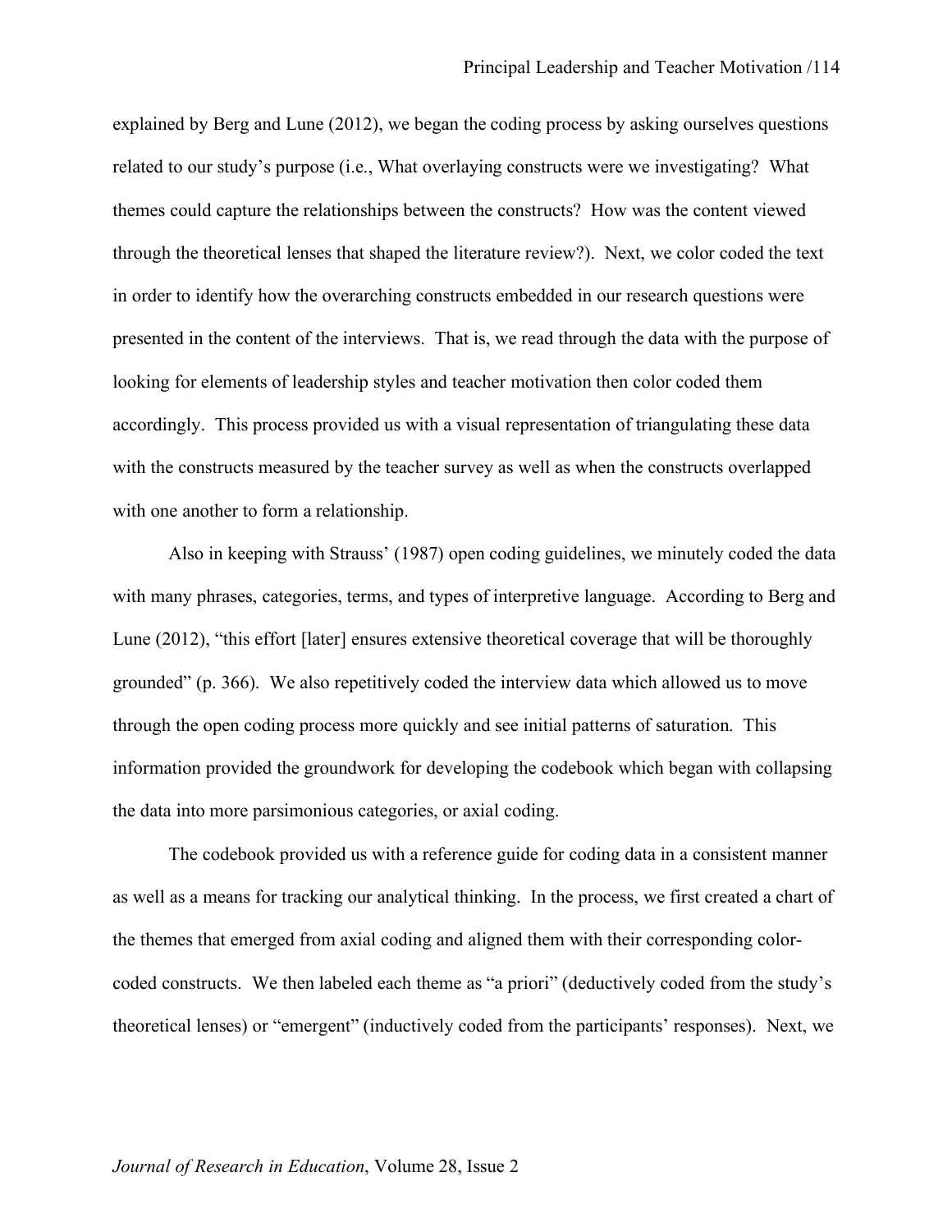explained by Berg and Lune (2012), we began the coding process by asking ourselves questions related to our study's purpose (i.e., What overlaying constructs were we investigating? What themes could capture the relationships between the constructs? How was the content viewed through the theoretical lenses that shaped the literature review?). Next, we color coded the text in order to identify how the overarching constructs embedded in our research questions were presented in the content of the interviews. That is, we read through the data with the purpose of looking for elements of leadership styles and teacher motivation then color coded them accordingly. This process provided us with a visual representation of triangulating these data with the constructs measured by the teacher survey as well as when the constructs overlapped with one another to form a relationship.

Also in keeping with Strauss' (1987) open coding guidelines, we minutely coded the data with many phrases, categories, terms, and types of interpretive language. According to Berg and Lune (2012), "this effort [later] ensures extensive theoretical coverage that will be thoroughly grounded" (p. 366). We also repetitively coded the interview data which allowed us to move through the open coding process more quickly and see initial patterns of saturation. This information provided the groundwork for developing the codebook which began with collapsing the data into more parsimonious categories, or axial coding.

The codebook provided us with a reference guide for coding data in a consistent manner as well as a means for tracking our analytical thinking. In the process, we first created a chart of the themes that emerged from axial coding and aligned them with their corresponding color-coded constructs. We then labeled each theme as "a priori" (deductively coded from the study's theoretical lenses) or "emergent" (inductively coded from the participants' responses). Next, we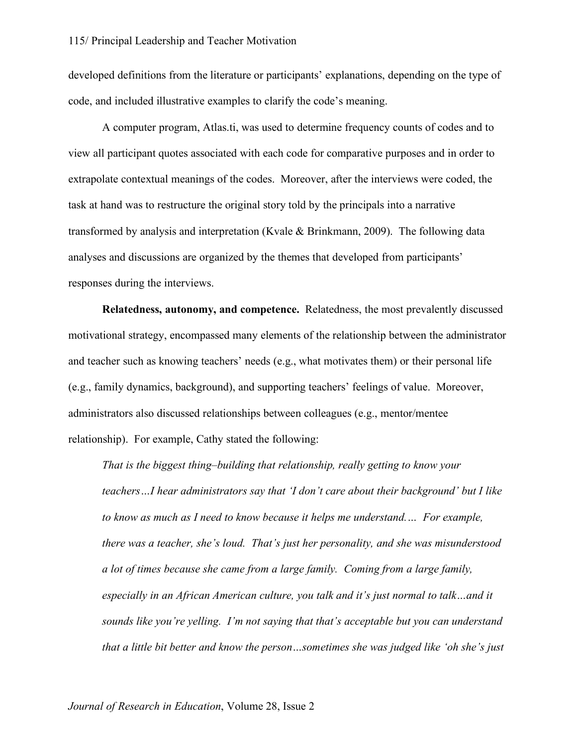developed definitions from the literature or participants' explanations, depending on the type of code, and included illustrative examples to clarify the code's meaning.

A computer program, Atlas.ti, was used to determine frequency counts of codes and to view all participant quotes associated with each code for comparative purposes and in order to extrapolate contextual meanings of the codes. Moreover, after the interviews were coded, the task at hand was to restructure the original story told by the principals into a narrative transformed by analysis and interpretation (Kvale & Brinkmann, 2009). The following data analyses and discussions are organized by the themes that developed from participants' responses during the interviews.

**Relatedness, autonomy, and competence.** Relatedness, the most prevalently discussed motivational strategy, encompassed many elements of the relationship between the administrator and teacher such as knowing teachers' needs (e.g., what motivates them) or their personal life (e.g., family dynamics, background), and supporting teachers' feelings of value. Moreover, administrators also discussed relationships between colleagues (e.g., mentor/mentee relationship). For example, Cathy stated the following:

> *That is the biggest thing–building that relationship, really getting to know your teachers…I hear administrators say that 'I don't care about their background' but I like to know as much as I need to know because it helps me understand…. For example, there was a teacher, she's loud. That's just her personality, and she was misunderstood a lot of times because she came from a large family. Coming from a large family, especially in an African American culture, you talk and it's just normal to talk…and it sounds like you're yelling. I'm not saying that that's acceptable but you can understand that a little bit better and know the person…sometimes she was judged like 'oh she's just*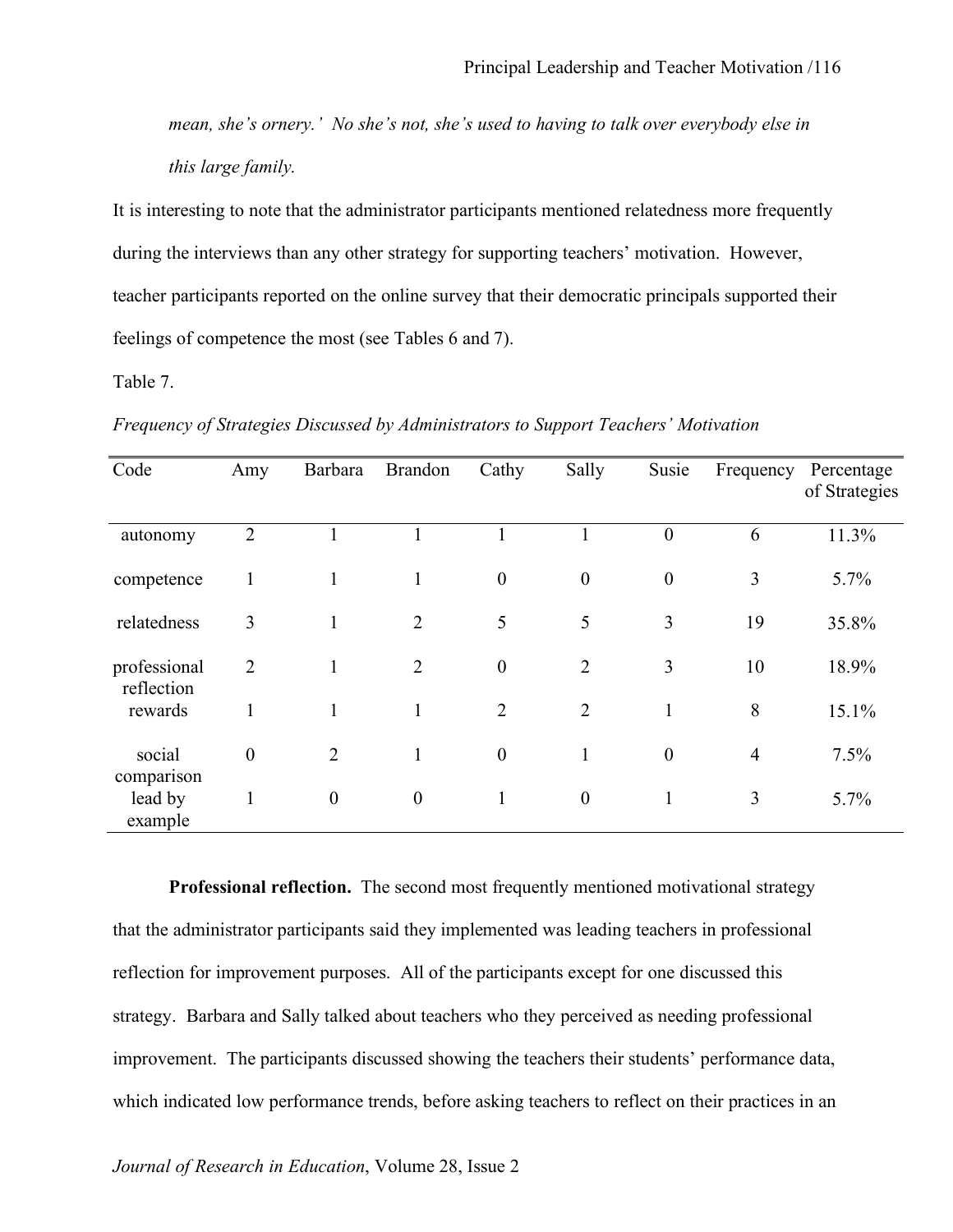*mean, she's ornery.' No she's not, she's used to having to talk over everybody else in this large family.*

It is interesting to note that the administrator participants mentioned relatedness more frequently during the interviews than any other strategy for supporting teachers' motivation. However, teacher participants reported on the online survey that their democratic principals supported their feelings of competence the most (see Tables 6 and 7).

Table 7.

*Frequency of Strategies Discussed by Administrators to Support Teachers' Motivation*

| Code | Amy | Barbara | Brandon | Cathy | Sally | Susie | Frequency | Percentage of Strategies |
|---|---|---|---|---|---|---|---|---|
| autonomy | 2 | 1 | 1 | 1 | 1 | 0 | 6 | 11.3% |
| competence | 1 | 1 | 1 | 0 | 0 | 0 | 3 | 5.7% |
| relatedness | 3 | 1 | 2 | 5 | 5 | 3 | 19 | 35.8% |
| professional reflection | 2 | 1 | 2 | 0 | 2 | 3 | 10 | 18.9% |
| rewards | 1 | 1 | 1 | 2 | 2 | 1 | 8 | 15.1% |
| social comparison | 0 | 2 | 1 | 0 | 1 | 0 | 4 | 7.5% |
| lead by example | 1 | 0 | 0 | 1 | 0 | 1 | 3 | 5.7% |

**Professional reflection.** The second most frequently mentioned motivational strategy that the administrator participants said they implemented was leading teachers in professional reflection for improvement purposes. All of the participants except for one discussed this strategy. Barbara and Sally talked about teachers who they perceived as needing professional improvement. The participants discussed showing the teachers their students' performance data, which indicated low performance trends, before asking teachers to reflect on their practices in an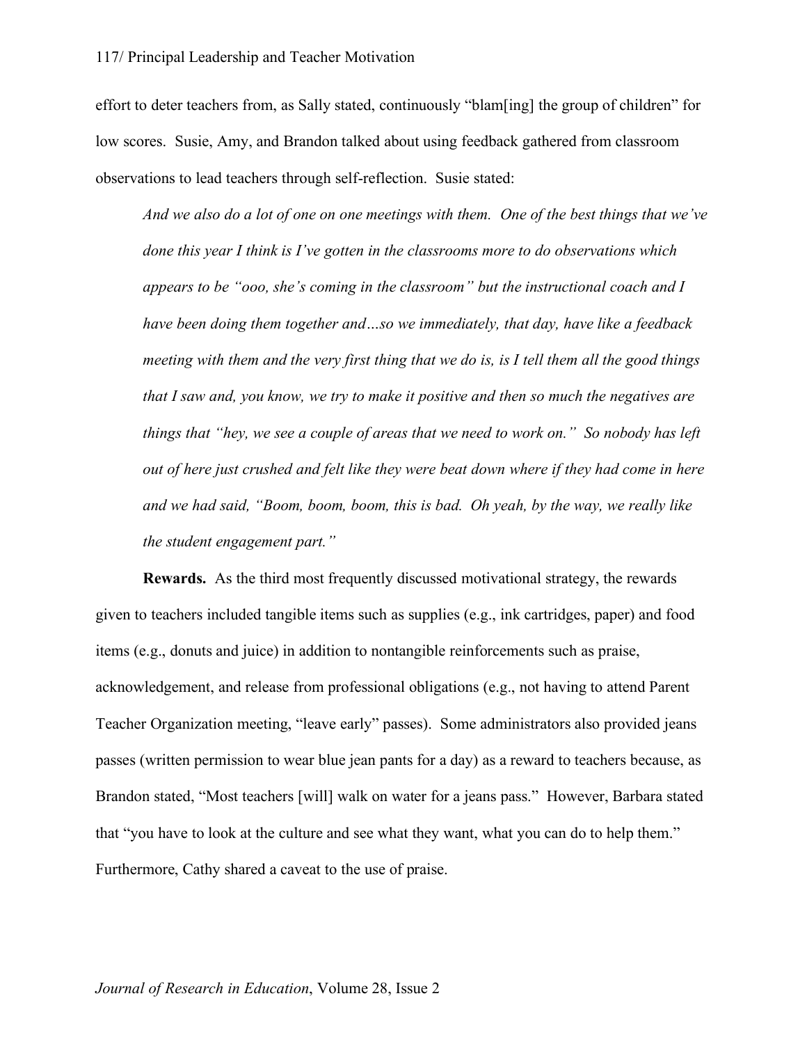effort to deter teachers from, as Sally stated, continuously "blam[ing] the group of children" for low scores. Susie, Amy, and Brandon talked about using feedback gathered from classroom observations to lead teachers through self-reflection. Susie stated:

> *And we also do a lot of one on one meetings with them. One of the best things that we've done this year I think is I've gotten in the classrooms more to do observations which appears to be "ooo, she's coming in the classroom" but the instructional coach and I have been doing them together and…so we immediately, that day, have like a feedback meeting with them and the very first thing that we do is, is I tell them all the good things that I saw and, you know, we try to make it positive and then so much the negatives are things that "hey, we see a couple of areas that we need to work on." So nobody has left out of here just crushed and felt like they were beat down where if they had come in here and we had said, "Boom, boom, boom, this is bad. Oh yeah, by the way, we really like the student engagement part."*

**Rewards.** As the third most frequently discussed motivational strategy, the rewards given to teachers included tangible items such as supplies (e.g., ink cartridges, paper) and food items (e.g., donuts and juice) in addition to nontangible reinforcements such as praise, acknowledgement, and release from professional obligations (e.g., not having to attend Parent Teacher Organization meeting, "leave early" passes). Some administrators also provided jeans passes (written permission to wear blue jean pants for a day) as a reward to teachers because, as Brandon stated, "Most teachers [will] walk on water for a jeans pass." However, Barbara stated that "you have to look at the culture and see what they want, what you can do to help them." Furthermore, Cathy shared a caveat to the use of praise.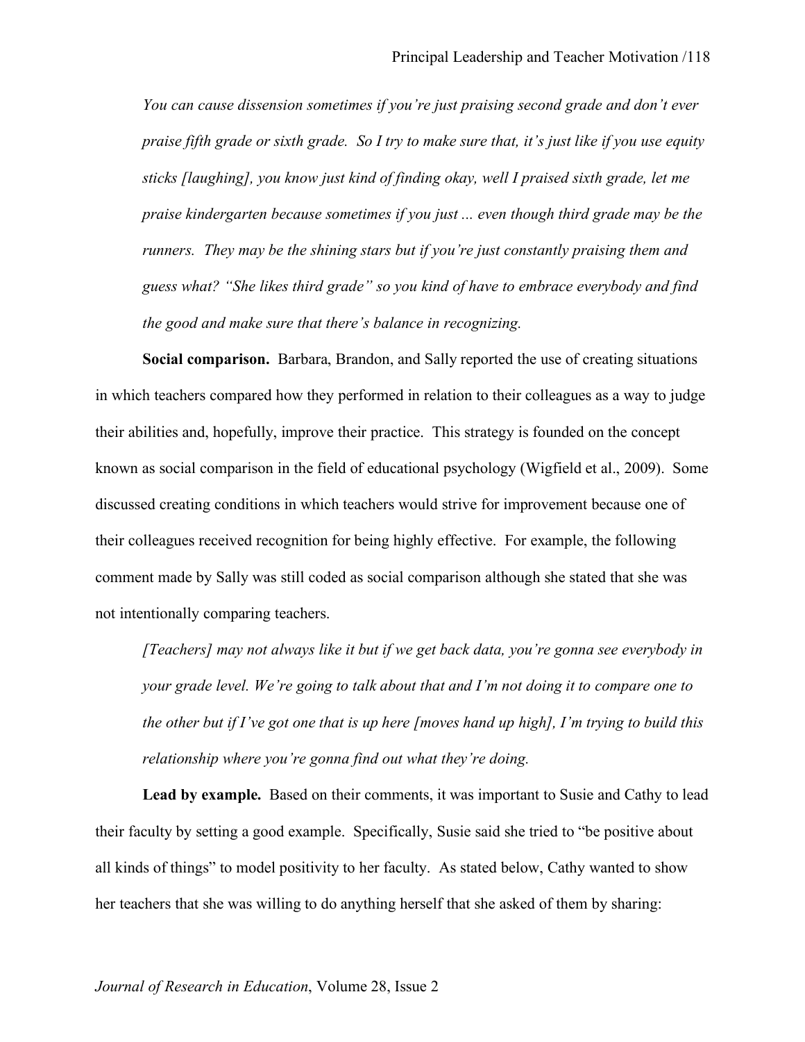*You can cause dissension sometimes if you're just praising second grade and don't ever praise fifth grade or sixth grade. So I try to make sure that, it's just like if you use equity sticks [laughing], you know just kind of finding okay, well I praised sixth grade, let me praise kindergarten because sometimes if you just ... even though third grade may be the runners. They may be the shining stars but if you're just constantly praising them and guess what? "She likes third grade" so you kind of have to embrace everybody and find the good and make sure that there's balance in recognizing.*

**Social comparison.** Barbara, Brandon, and Sally reported the use of creating situations in which teachers compared how they performed in relation to their colleagues as a way to judge their abilities and, hopefully, improve their practice. This strategy is founded on the concept known as social comparison in the field of educational psychology (Wigfield et al., 2009). Some discussed creating conditions in which teachers would strive for improvement because one of their colleagues received recognition for being highly effective. For example, the following comment made by Sally was still coded as social comparison although she stated that she was not intentionally comparing teachers.

*[Teachers] may not always like it but if we get back data, you're gonna see everybody in your grade level. We're going to talk about that and I'm not doing it to compare one to the other but if I've got one that is up here [moves hand up high], I'm trying to build this relationship where you're gonna find out what they're doing.*

**Lead by example.** Based on their comments, it was important to Susie and Cathy to lead their faculty by setting a good example. Specifically, Susie said she tried to "be positive about all kinds of things" to model positivity to her faculty. As stated below, Cathy wanted to show her teachers that she was willing to do anything herself that she asked of them by sharing: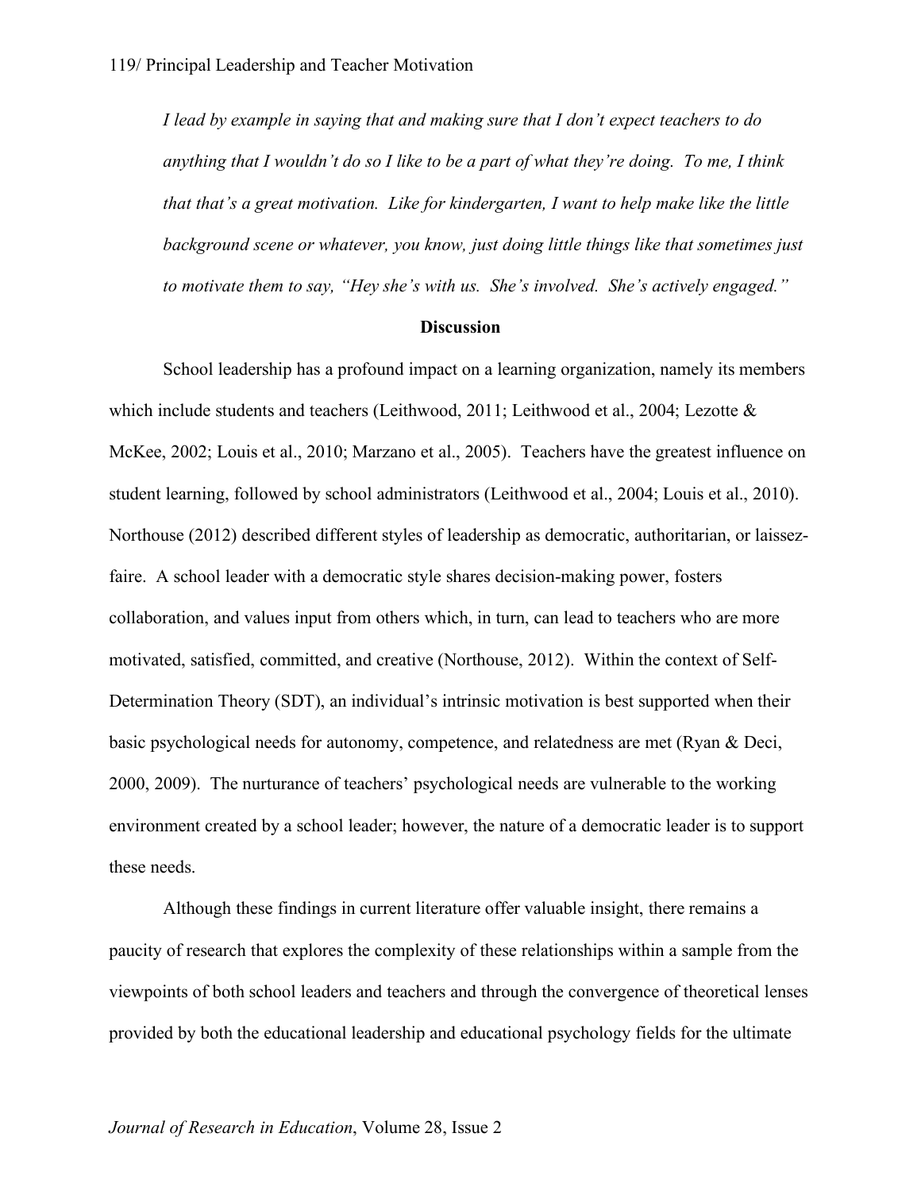*I lead by example in saying that and making sure that I don't expect teachers to do anything that I wouldn't do so I like to be a part of what they're doing. To me, I think that that's a great motivation. Like for kindergarten, I want to help make like the little background scene or whatever, you know, just doing little things like that sometimes just to motivate them to say, "Hey she's with us. She's involved. She's actively engaged."*

## Discussion

School leadership has a profound impact on a learning organization, namely its members which include students and teachers (Leithwood, 2011; Leithwood et al., 2004; Lezotte & McKee, 2002; Louis et al., 2010; Marzano et al., 2005). Teachers have the greatest influence on student learning, followed by school administrators (Leithwood et al., 2004; Louis et al., 2010). Northouse (2012) described different styles of leadership as democratic, authoritarian, or laissez-faire. A school leader with a democratic style shares decision-making power, fosters collaboration, and values input from others which, in turn, can lead to teachers who are more motivated, satisfied, committed, and creative (Northouse, 2012). Within the context of Self-Determination Theory (SDT), an individual's intrinsic motivation is best supported when their basic psychological needs for autonomy, competence, and relatedness are met (Ryan & Deci, 2000, 2009). The nurturance of teachers' psychological needs are vulnerable to the working environment created by a school leader; however, the nature of a democratic leader is to support these needs.

Although these findings in current literature offer valuable insight, there remains a paucity of research that explores the complexity of these relationships within a sample from the viewpoints of both school leaders and teachers and through the convergence of theoretical lenses provided by both the educational leadership and educational psychology fields for the ultimate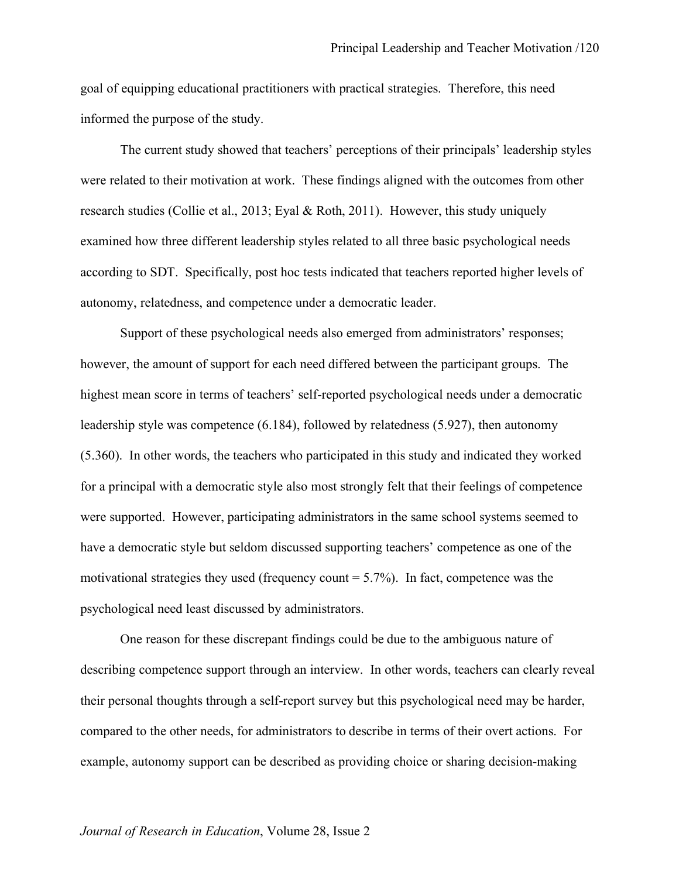goal of equipping educational practitioners with practical strategies. Therefore, this need informed the purpose of the study.

The current study showed that teachers' perceptions of their principals' leadership styles were related to their motivation at work. These findings aligned with the outcomes from other research studies (Collie et al., 2013; Eyal & Roth, 2011). However, this study uniquely examined how three different leadership styles related to all three basic psychological needs according to SDT. Specifically, post hoc tests indicated that teachers reported higher levels of autonomy, relatedness, and competence under a democratic leader.

Support of these psychological needs also emerged from administrators' responses; however, the amount of support for each need differed between the participant groups. The highest mean score in terms of teachers' self-reported psychological needs under a democratic leadership style was competence (6.184), followed by relatedness (5.927), then autonomy (5.360). In other words, the teachers who participated in this study and indicated they worked for a principal with a democratic style also most strongly felt that their feelings of competence were supported. However, participating administrators in the same school systems seemed to have a democratic style but seldom discussed supporting teachers' competence as one of the motivational strategies they used (frequency count = 5.7%). In fact, competence was the psychological need least discussed by administrators.

One reason for these discrepant findings could be due to the ambiguous nature of describing competence support through an interview. In other words, teachers can clearly reveal their personal thoughts through a self-report survey but this psychological need may be harder, compared to the other needs, for administrators to describe in terms of their overt actions. For example, autonomy support can be described as providing choice or sharing decision-making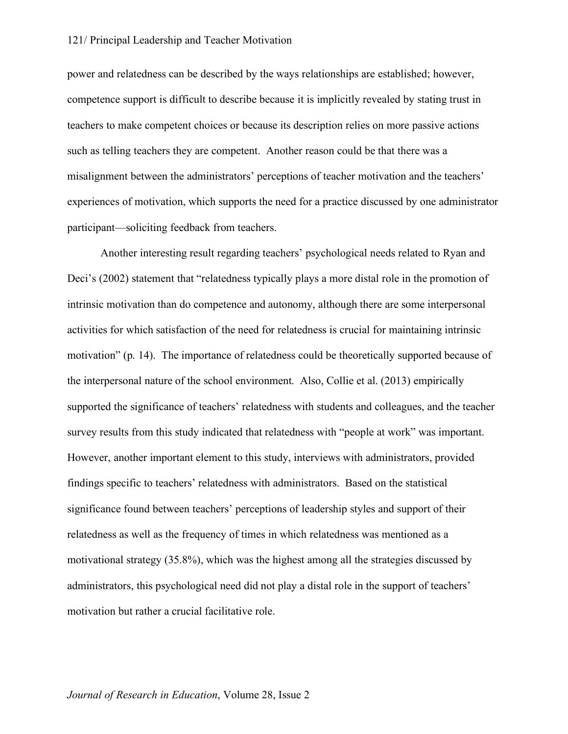power and relatedness can be described by the ways relationships are established; however, competence support is difficult to describe because it is implicitly revealed by stating trust in teachers to make competent choices or because its description relies on more passive actions such as telling teachers they are competent. Another reason could be that there was a misalignment between the administrators' perceptions of teacher motivation and the teachers' experiences of motivation, which supports the need for a practice discussed by one administrator participant—soliciting feedback from teachers.

Another interesting result regarding teachers' psychological needs related to Ryan and Deci's (2002) statement that "relatedness typically plays a more distal role in the promotion of intrinsic motivation than do competence and autonomy, although there are some interpersonal activities for which satisfaction of the need for relatedness is crucial for maintaining intrinsic motivation" (p. 14). The importance of relatedness could be theoretically supported because of the interpersonal nature of the school environment. Also, Collie et al. (2013) empirically supported the significance of teachers' relatedness with students and colleagues, and the teacher survey results from this study indicated that relatedness with "people at work" was important. However, another important element to this study, interviews with administrators, provided findings specific to teachers' relatedness with administrators. Based on the statistical significance found between teachers' perceptions of leadership styles and support of their relatedness as well as the frequency of times in which relatedness was mentioned as a motivational strategy (35.8%), which was the highest among all the strategies discussed by administrators, this psychological need did not play a distal role in the support of teachers' motivation but rather a crucial facilitative role.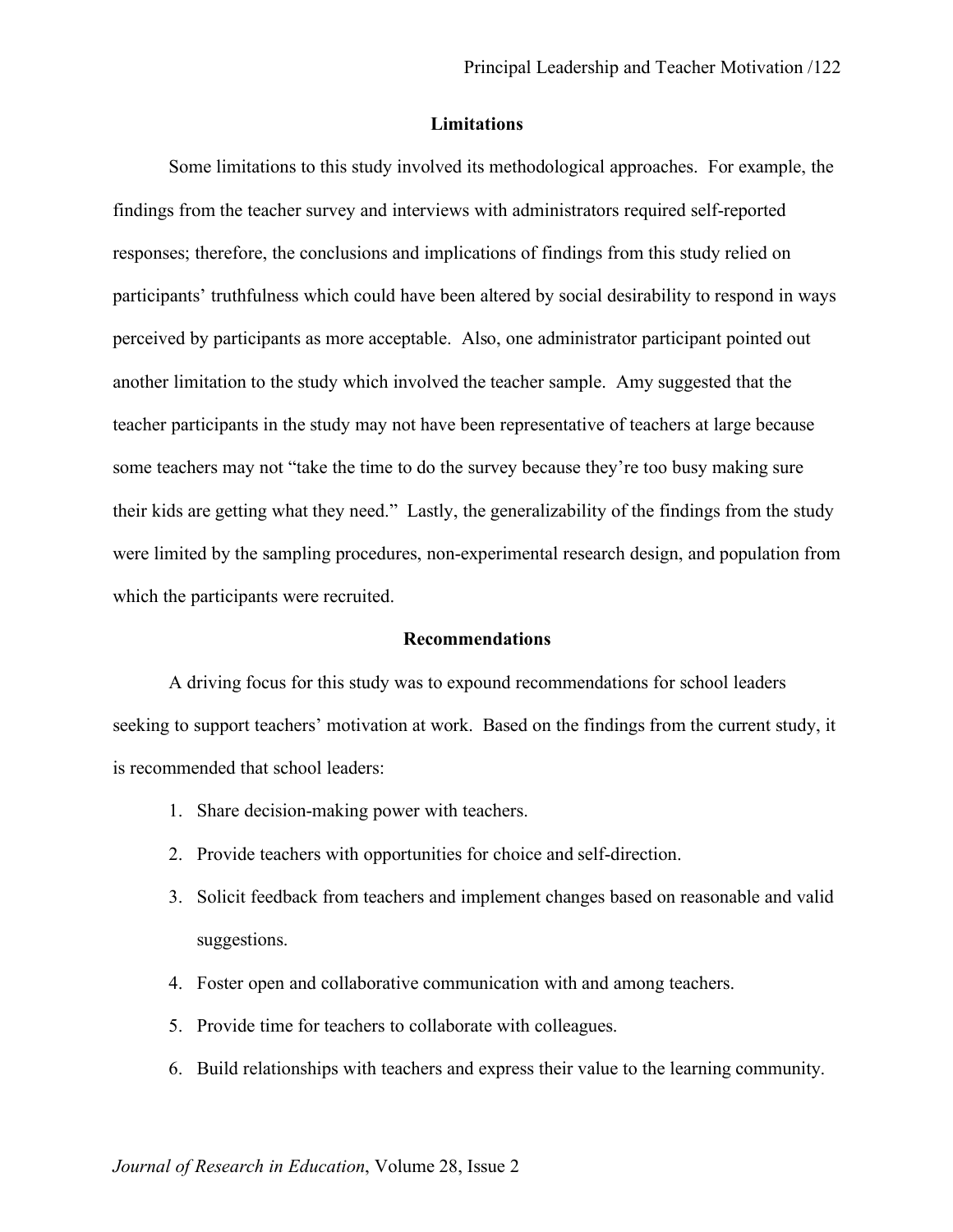## Limitations

Some limitations to this study involved its methodological approaches. For example, the findings from the teacher survey and interviews with administrators required self-reported responses; therefore, the conclusions and implications of findings from this study relied on participants' truthfulness which could have been altered by social desirability to respond in ways perceived by participants as more acceptable. Also, one administrator participant pointed out another limitation to the study which involved the teacher sample. Amy suggested that the teacher participants in the study may not have been representative of teachers at large because some teachers may not "take the time to do the survey because they're too busy making sure their kids are getting what they need." Lastly, the generalizability of the findings from the study were limited by the sampling procedures, non-experimental research design, and population from which the participants were recruited.

## Recommendations

A driving focus for this study was to expound recommendations for school leaders seeking to support teachers' motivation at work. Based on the findings from the current study, it is recommended that school leaders:

1. Share decision-making power with teachers.
2. Provide teachers with opportunities for choice and self-direction.
3. Solicit feedback from teachers and implement changes based on reasonable and valid suggestions.
4. Foster open and collaborative communication with and among teachers.
5. Provide time for teachers to collaborate with colleagues.
6. Build relationships with teachers and express their value to the learning community.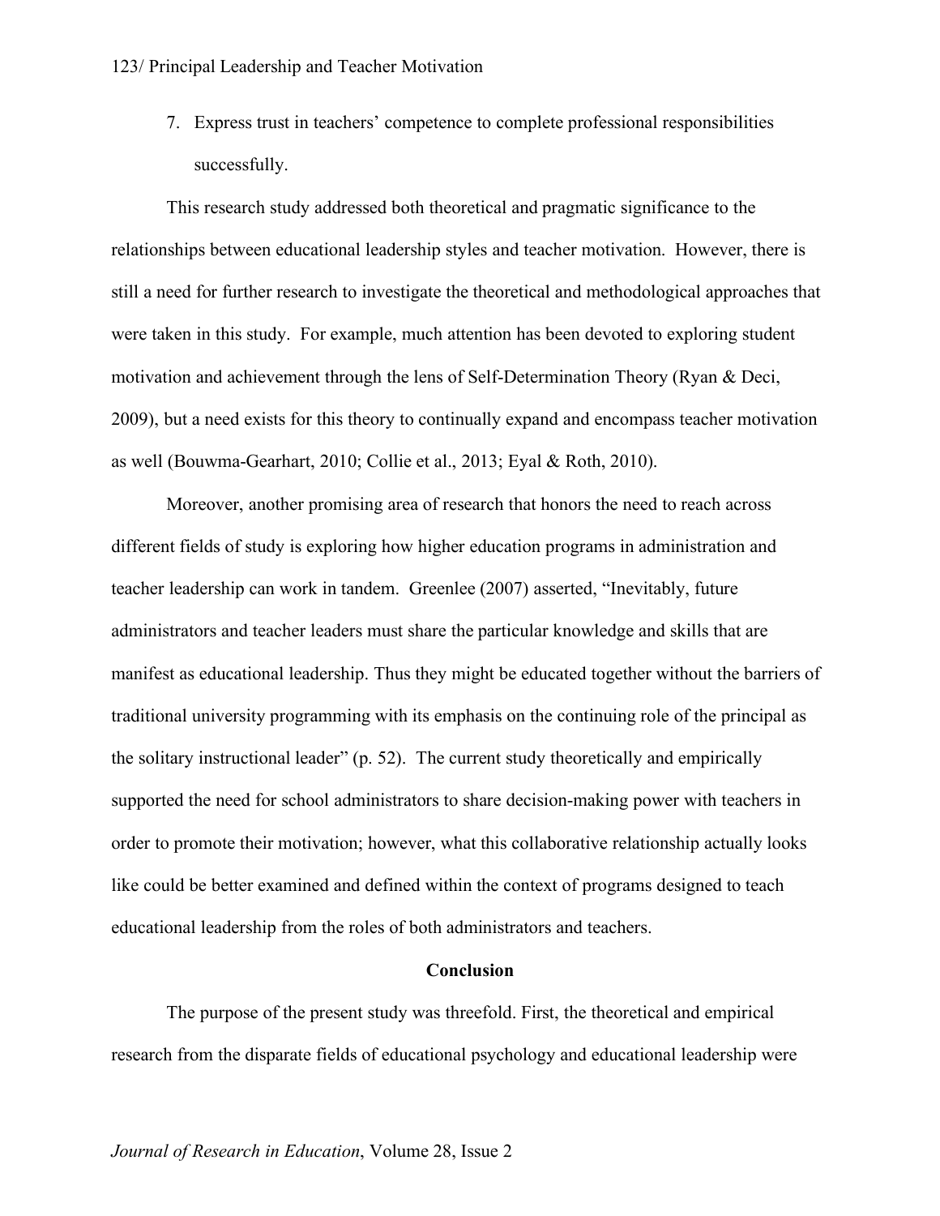7. Express trust in teachers' competence to complete professional responsibilities successfully.

This research study addressed both theoretical and pragmatic significance to the relationships between educational leadership styles and teacher motivation. However, there is still a need for further research to investigate the theoretical and methodological approaches that were taken in this study. For example, much attention has been devoted to exploring student motivation and achievement through the lens of Self-Determination Theory (Ryan & Deci, 2009), but a need exists for this theory to continually expand and encompass teacher motivation as well (Bouwma-Gearhart, 2010; Collie et al., 2013; Eyal & Roth, 2010).

Moreover, another promising area of research that honors the need to reach across different fields of study is exploring how higher education programs in administration and teacher leadership can work in tandem. Greenlee (2007) asserted, "Inevitably, future administrators and teacher leaders must share the particular knowledge and skills that are manifest as educational leadership. Thus they might be educated together without the barriers of traditional university programming with its emphasis on the continuing role of the principal as the solitary instructional leader" (p. 52). The current study theoretically and empirically supported the need for school administrators to share decision-making power with teachers in order to promote their motivation; however, what this collaborative relationship actually looks like could be better examined and defined within the context of programs designed to teach educational leadership from the roles of both administrators and teachers.

## Conclusion

The purpose of the present study was threefold. First, the theoretical and empirical research from the disparate fields of educational psychology and educational leadership were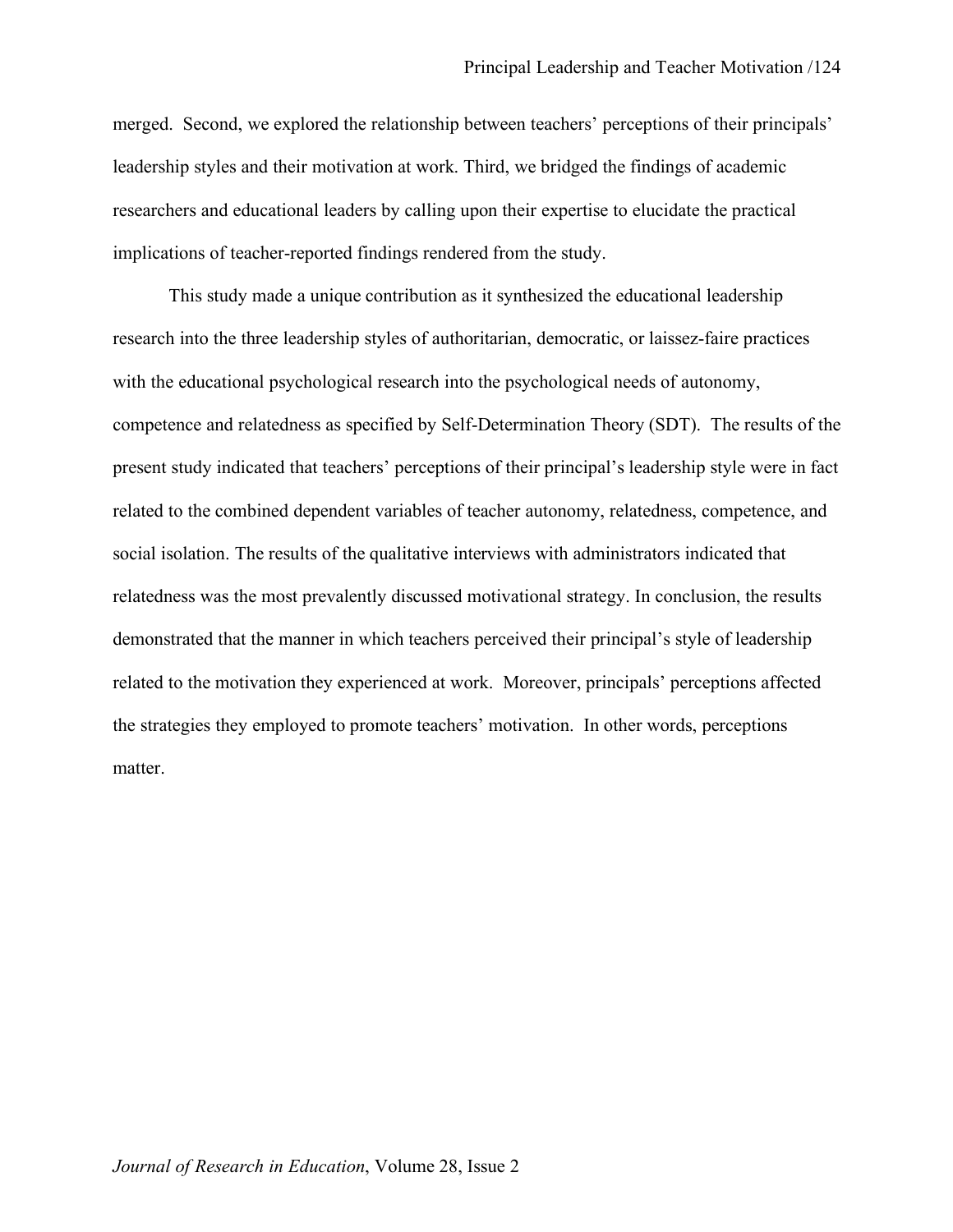merged. Second, we explored the relationship between teachers' perceptions of their principals' leadership styles and their motivation at work. Third, we bridged the findings of academic researchers and educational leaders by calling upon their expertise to elucidate the practical implications of teacher-reported findings rendered from the study.

This study made a unique contribution as it synthesized the educational leadership research into the three leadership styles of authoritarian, democratic, or laissez-faire practices with the educational psychological research into the psychological needs of autonomy, competence and relatedness as specified by Self-Determination Theory (SDT). The results of the present study indicated that teachers' perceptions of their principal's leadership style were in fact related to the combined dependent variables of teacher autonomy, relatedness, competence, and social isolation. The results of the qualitative interviews with administrators indicated that relatedness was the most prevalently discussed motivational strategy. In conclusion, the results demonstrated that the manner in which teachers perceived their principal's style of leadership related to the motivation they experienced at work. Moreover, principals' perceptions affected the strategies they employed to promote teachers' motivation. In other words, perceptions matter.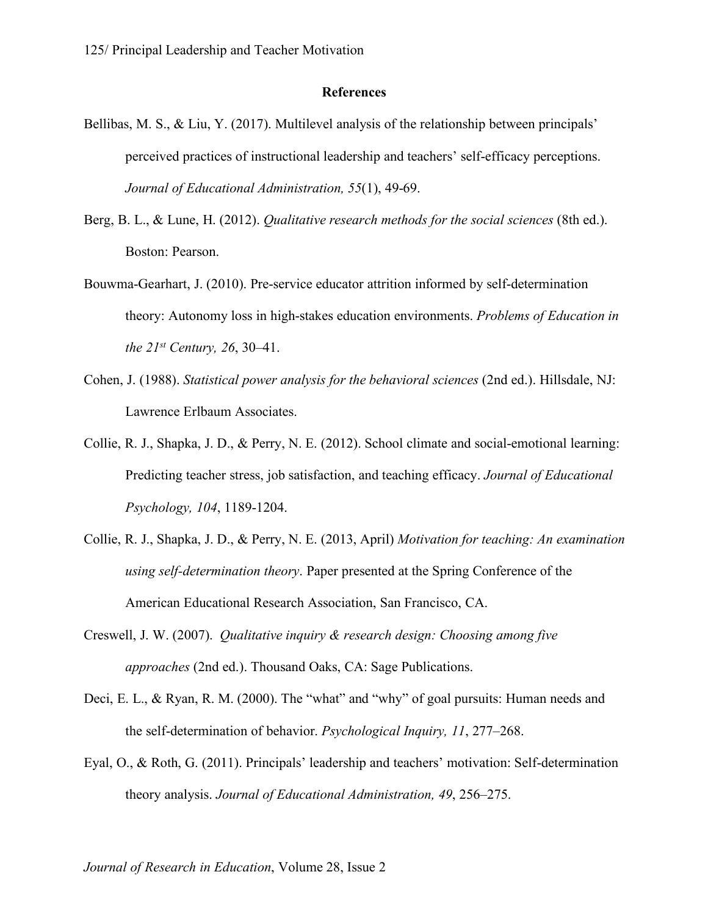## References

Bellibas, M. S., & Liu, Y. (2017). Multilevel analysis of the relationship between principals' perceived practices of instructional leadership and teachers' self-efficacy perceptions. *Journal of Educational Administration, 55*(1), 49-69.

Berg, B. L., & Lune, H. (2012). *Qualitative research methods for the social sciences* (8th ed.). Boston: Pearson.

Bouwma-Gearhart, J. (2010). Pre-service educator attrition informed by self-determination theory: Autonomy loss in high-stakes education environments. *Problems of Education in the 21st Century, 26*, 30–41.

Cohen, J. (1988). *Statistical power analysis for the behavioral sciences* (2nd ed.). Hillsdale, NJ: Lawrence Erlbaum Associates.

Collie, R. J., Shapka, J. D., & Perry, N. E. (2012). School climate and social-emotional learning: Predicting teacher stress, job satisfaction, and teaching efficacy. *Journal of Educational Psychology, 104*, 1189-1204.

Collie, R. J., Shapka, J. D., & Perry, N. E. (2013, April) *Motivation for teaching: An examination using self-determination theory*. Paper presented at the Spring Conference of the American Educational Research Association, San Francisco, CA.

Creswell, J. W. (2007). *Qualitative inquiry & research design: Choosing among five approaches* (2nd ed.). Thousand Oaks, CA: Sage Publications.

Deci, E. L., & Ryan, R. M. (2000). The "what" and "why" of goal pursuits: Human needs and the self-determination of behavior. *Psychological Inquiry, 11*, 277–268.

Eyal, O., & Roth, G. (2011). Principals' leadership and teachers' motivation: Self-determination theory analysis. *Journal of Educational Administration, 49*, 256–275.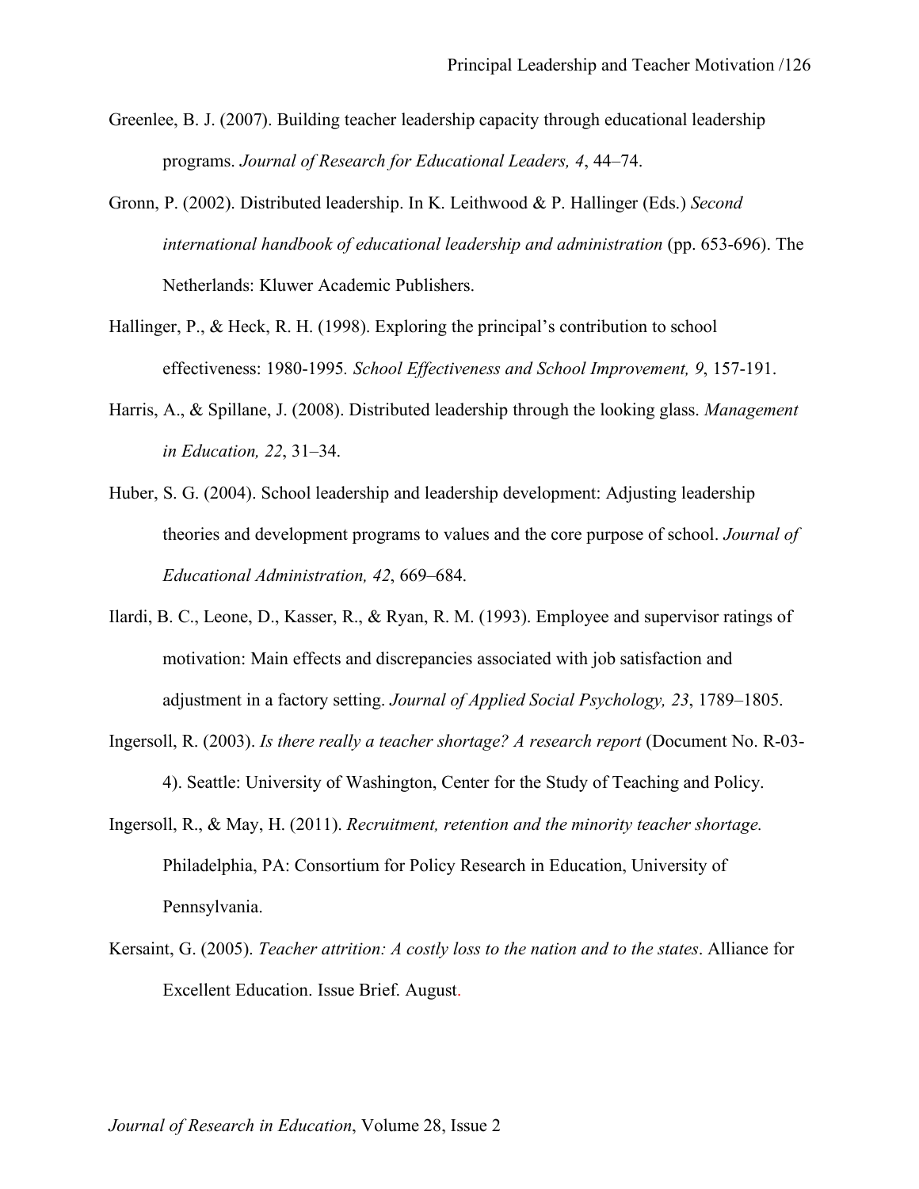Greenlee, B. J. (2007). Building teacher leadership capacity through educational leadership programs. *Journal of Research for Educational Leaders, 4*, 44–74.

Gronn, P. (2002). Distributed leadership. In K. Leithwood & P. Hallinger (Eds.) *Second international handbook of educational leadership and administration* (pp. 653-696). The Netherlands: Kluwer Academic Publishers.

Hallinger, P., & Heck, R. H. (1998). Exploring the principal's contribution to school effectiveness: 1980-1995. *School Effectiveness and School Improvement, 9*, 157-191.

Harris, A., & Spillane, J. (2008). Distributed leadership through the looking glass. *Management in Education, 22*, 31–34.

Huber, S. G. (2004). School leadership and leadership development: Adjusting leadership theories and development programs to values and the core purpose of school. *Journal of Educational Administration, 42*, 669–684.

Ilardi, B. C., Leone, D., Kasser, R., & Ryan, R. M. (1993). Employee and supervisor ratings of motivation: Main effects and discrepancies associated with job satisfaction and adjustment in a factory setting. *Journal of Applied Social Psychology, 23*, 1789–1805.

Ingersoll, R. (2003). *Is there really a teacher shortage? A research report* (Document No. R-03-4). Seattle: University of Washington, Center for the Study of Teaching and Policy.

Ingersoll, R., & May, H. (2011). *Recruitment, retention and the minority teacher shortage.* Philadelphia, PA: Consortium for Policy Research in Education, University of Pennsylvania.

Kersaint, G. (2005). *Teacher attrition: A costly loss to the nation and to the states*. Alliance for Excellent Education. Issue Brief. August.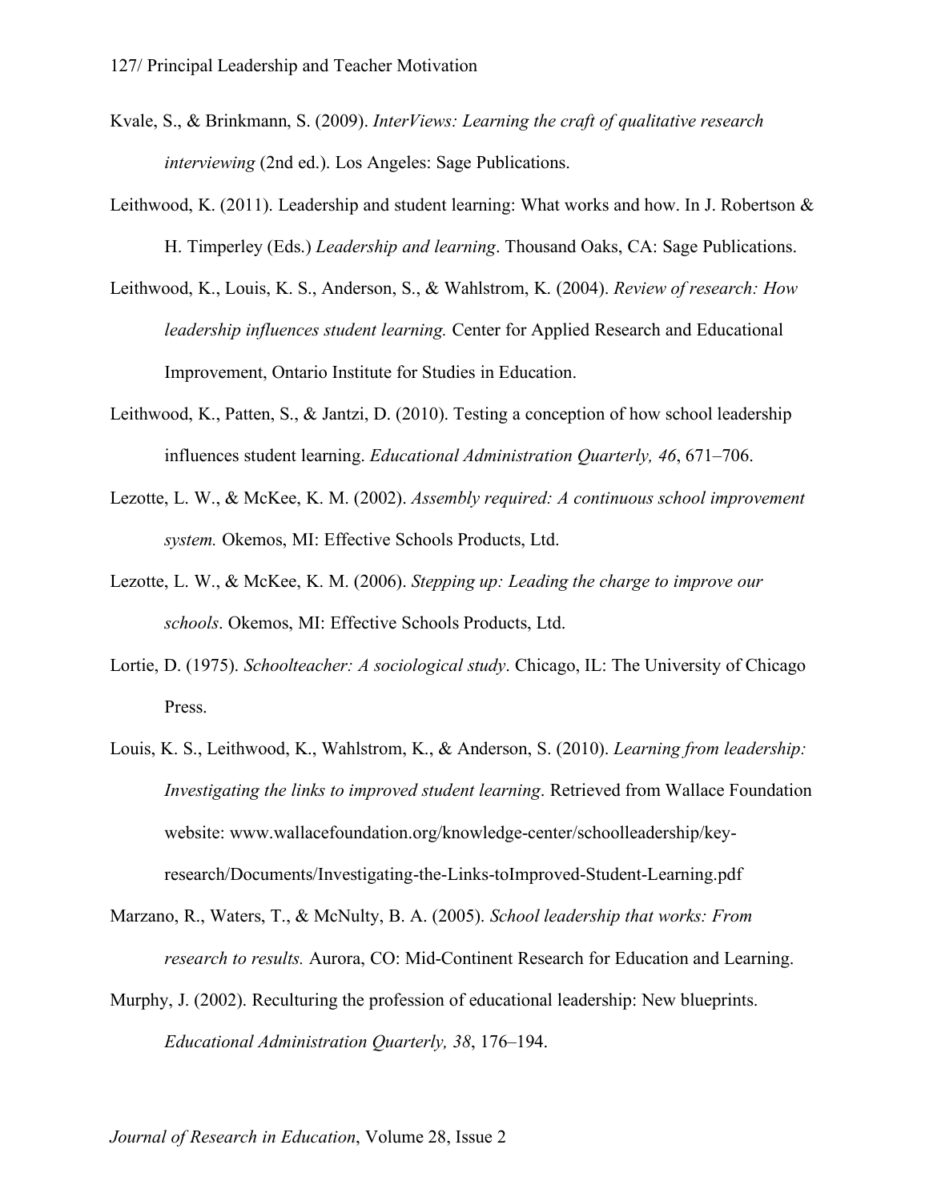Kvale, S., & Brinkmann, S. (2009). *InterViews: Learning the craft of qualitative research interviewing* (2nd ed.). Los Angeles: Sage Publications.

Leithwood, K. (2011). Leadership and student learning: What works and how. In J. Robertson & H. Timperley (Eds.) *Leadership and learning*. Thousand Oaks, CA: Sage Publications.

Leithwood, K., Louis, K. S., Anderson, S., & Wahlstrom, K. (2004). *Review of research: How leadership influences student learning.* Center for Applied Research and Educational Improvement, Ontario Institute for Studies in Education.

Leithwood, K., Patten, S., & Jantzi, D. (2010). Testing a conception of how school leadership influences student learning. *Educational Administration Quarterly, 46*, 671–706.

Lezotte, L. W., & McKee, K. M. (2002). *Assembly required: A continuous school improvement system.* Okemos, MI: Effective Schools Products, Ltd.

Lezotte, L. W., & McKee, K. M. (2006). *Stepping up: Leading the charge to improve our schools*. Okemos, MI: Effective Schools Products, Ltd.

Lortie, D. (1975). *Schoolteacher: A sociological study*. Chicago, IL: The University of Chicago Press.

Louis, K. S., Leithwood, K., Wahlstrom, K., & Anderson, S. (2010). *Learning from leadership: Investigating the links to improved student learning*. Retrieved from Wallace Foundation website: www.wallacefoundation.org/knowledge-center/schoolleadership/key-research/Documents/Investigating-the-Links-toImproved-Student-Learning.pdf

Marzano, R., Waters, T., & McNulty, B. A. (2005). *School leadership that works: From research to results.* Aurora, CO: Mid-Continent Research for Education and Learning.

Murphy, J. (2002). Reculturing the profession of educational leadership: New blueprints. *Educational Administration Quarterly, 38*, 176–194.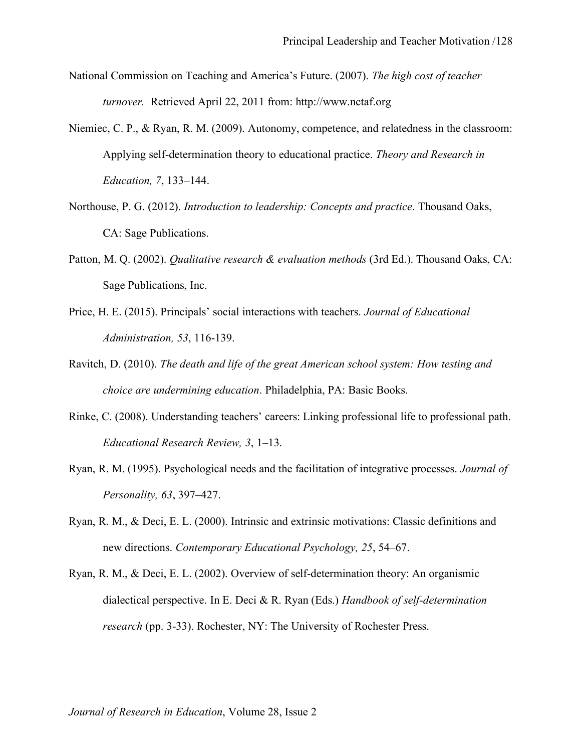National Commission on Teaching and America's Future. (2007). *The high cost of teacher turnover.* Retrieved April 22, 2011 from: http://www.nctaf.org

Niemiec, C. P., & Ryan, R. M. (2009). Autonomy, competence, and relatedness in the classroom: Applying self-determination theory to educational practice. *Theory and Research in Education, 7*, 133–144.

Northouse, P. G. (2012). *Introduction to leadership: Concepts and practice*. Thousand Oaks, CA: Sage Publications.

Patton, M. Q. (2002). *Qualitative research & evaluation methods* (3rd Ed.). Thousand Oaks, CA: Sage Publications, Inc.

Price, H. E. (2015). Principals' social interactions with teachers. *Journal of Educational Administration, 53*, 116-139.

Ravitch, D. (2010). *The death and life of the great American school system: How testing and choice are undermining education*. Philadelphia, PA: Basic Books.

Rinke, C. (2008). Understanding teachers' careers: Linking professional life to professional path. *Educational Research Review, 3*, 1–13.

Ryan, R. M. (1995). Psychological needs and the facilitation of integrative processes. *Journal of Personality, 63*, 397–427.

Ryan, R. M., & Deci, E. L. (2000). Intrinsic and extrinsic motivations: Classic definitions and new directions. *Contemporary Educational Psychology, 25*, 54–67.

Ryan, R. M., & Deci, E. L. (2002). Overview of self-determination theory: An organismic dialectical perspective. In E. Deci & R. Ryan (Eds.) *Handbook of self-determination research* (pp. 3-33). Rochester, NY: The University of Rochester Press.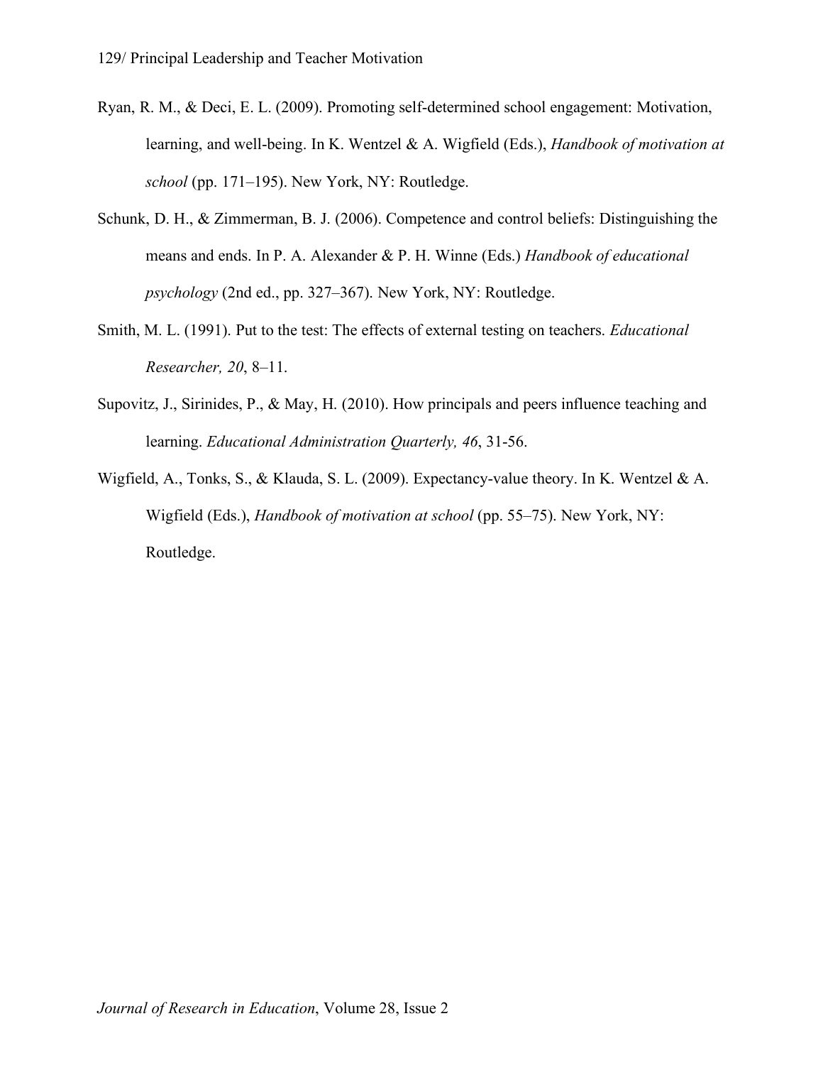Ryan, R. M., & Deci, E. L. (2009). Promoting self-determined school engagement: Motivation, learning, and well-being. In K. Wentzel & A. Wigfield (Eds.), *Handbook of motivation at school* (pp. 171–195). New York, NY: Routledge.

Schunk, D. H., & Zimmerman, B. J. (2006). Competence and control beliefs: Distinguishing the means and ends. In P. A. Alexander & P. H. Winne (Eds.) *Handbook of educational psychology* (2nd ed., pp. 327–367). New York, NY: Routledge.

Smith, M. L. (1991). Put to the test: The effects of external testing on teachers. *Educational Researcher, 20*, 8–11.

Supovitz, J., Sirinides, P., & May, H. (2010). How principals and peers influence teaching and learning. *Educational Administration Quarterly, 46*, 31-56.

Wigfield, A., Tonks, S., & Klauda, S. L. (2009). Expectancy-value theory. In K. Wentzel & A. Wigfield (Eds.), *Handbook of motivation at school* (pp. 55–75). New York, NY: Routledge.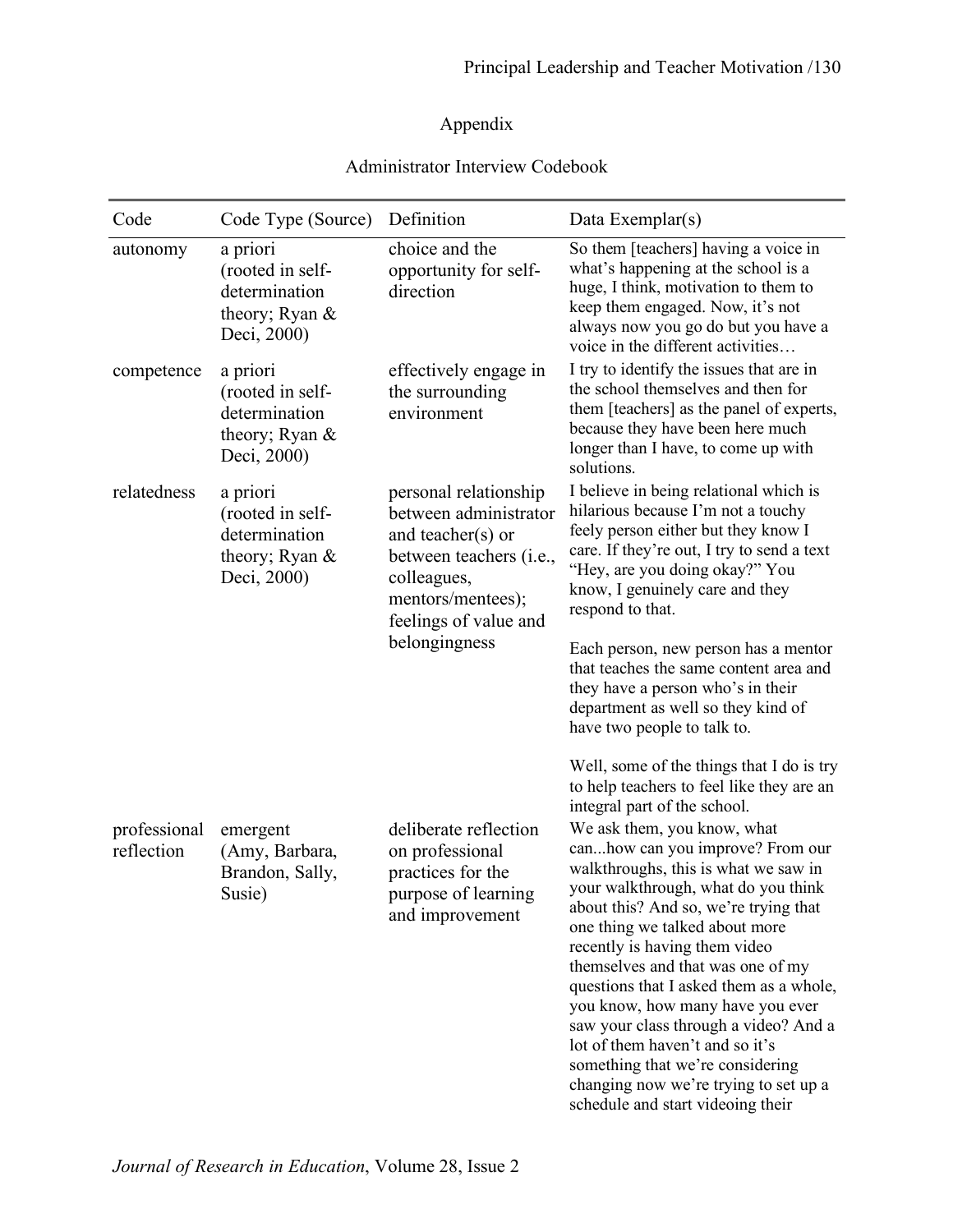## Appendix

### Administrator Interview Codebook

| Code | Code Type (Source) | Definition | Data Exemplar(s) |
|---|---|---|---|
| autonomy | a priori (rooted in self-determination theory; Ryan & Deci, 2000) | choice and the opportunity for self-direction | So them [teachers] having a voice in what's happening at the school is a huge, I think, motivation to them to keep them engaged. Now, it's not always now you go do but you have a voice in the different activities… |
| competence | a priori (rooted in self-determination theory; Ryan & Deci, 2000) | effectively engage in the surrounding environment | I try to identify the issues that are in the school themselves and then for them [teachers] as the panel of experts, because they have been here much longer than I have, to come up with solutions. |
| relatedness | a priori (rooted in self-determination theory; Ryan & Deci, 2000) | personal relationship between administrator and teacher(s) or between teachers (i.e., colleagues, mentors/mentees); feelings of value and belongingness | I believe in being relational which is hilarious because I'm not a touchy feely person either but they know I care. If they're out, I try to send a text "Hey, are you doing okay?" You know, I genuinely care and they respond to that.<br><br>Each person, new person has a mentor that teaches the same content area and they have a person who's in their department as well so they kind of have two people to talk to.<br><br>Well, some of the things that I do is try to help teachers to feel like they are an integral part of the school. |
| professional reflection | emergent (Amy, Barbara, Brandon, Sally, Susie) | deliberate reflection on professional practices for the purpose of learning and improvement | We ask them, you know, what can...how can you improve? From our walkthroughs, this is what we saw in your walkthrough, what do you think about this? And so, we're trying that one thing we talked about more recently is having them video themselves and that was one of my questions that I asked them as a whole, you know, how many have you ever saw your class through a video? And a lot of them haven't and so it's something that we're considering changing now we're trying to set up a schedule and start videoing their |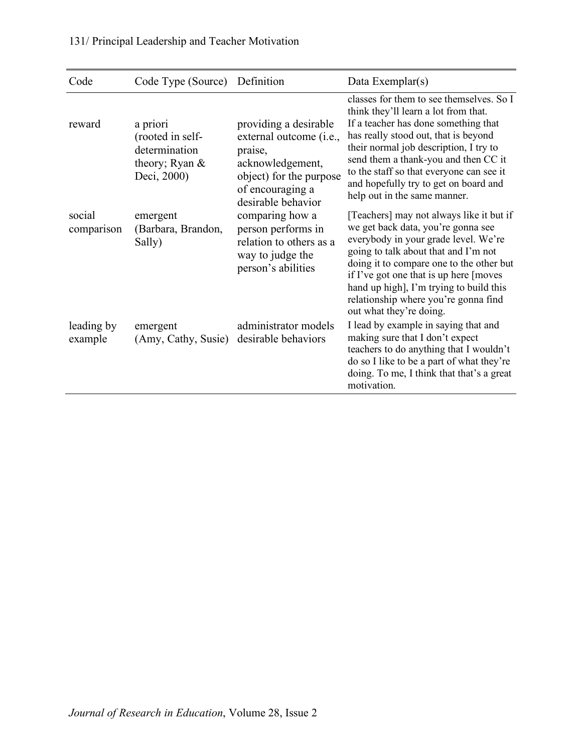| Code | Code Type (Source) | Definition | Data Exemplar(s) |
|---|---|---|---|
| | | | classes for them to see themselves. So I think they'll learn a lot from that. |
| reward | a priori (rooted in self-determination theory; Ryan & Deci, 2000) | providing a desirable external outcome (i.e., praise, acknowledgement, object) for the purpose of encouraging a desirable behavior | If a teacher has done something that has really stood out, that is beyond their normal job description, I try to send them a thank-you and then CC it to the staff so that everyone can see it and hopefully try to get on board and help out in the same manner. |
| social comparison | emergent (Barbara, Brandon, Sally) | comparing how a person performs in relation to others as a way to judge the person's abilities | [Teachers] may not always like it but if we get back data, you're gonna see everybody in your grade level. We're going to talk about that and I'm not doing it to compare one to the other but if I've got one that is up here [moves hand up high], I'm trying to build this relationship where you're gonna find out what they're doing. |
| leading by example | emergent (Amy, Cathy, Susie) | administrator models desirable behaviors | I lead by example in saying that and making sure that I don't expect teachers to do anything that I wouldn't do so I like to be a part of what they're doing. To me, I think that that's a great motivation. |